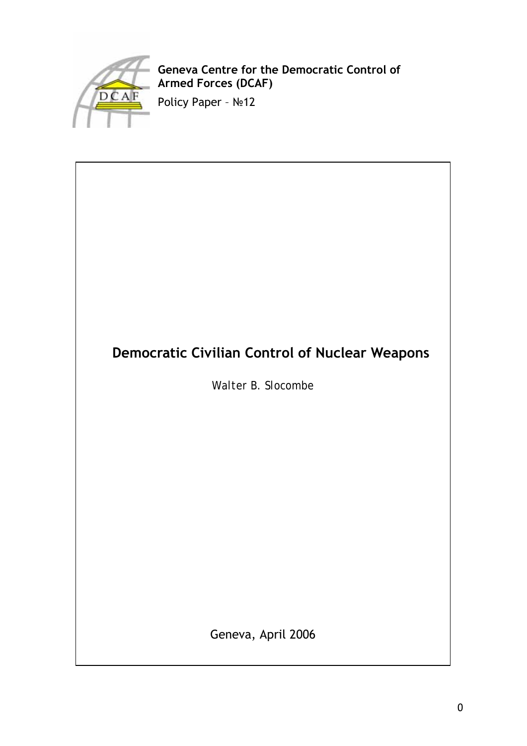**Geneva Centre for the Democratic Control of Armed Forces (DCAF)**

Policy Paper – №12

# Democratic Civilian Control of Nuclear Weapons

Walter B. Slocombe

Geneva, April 2006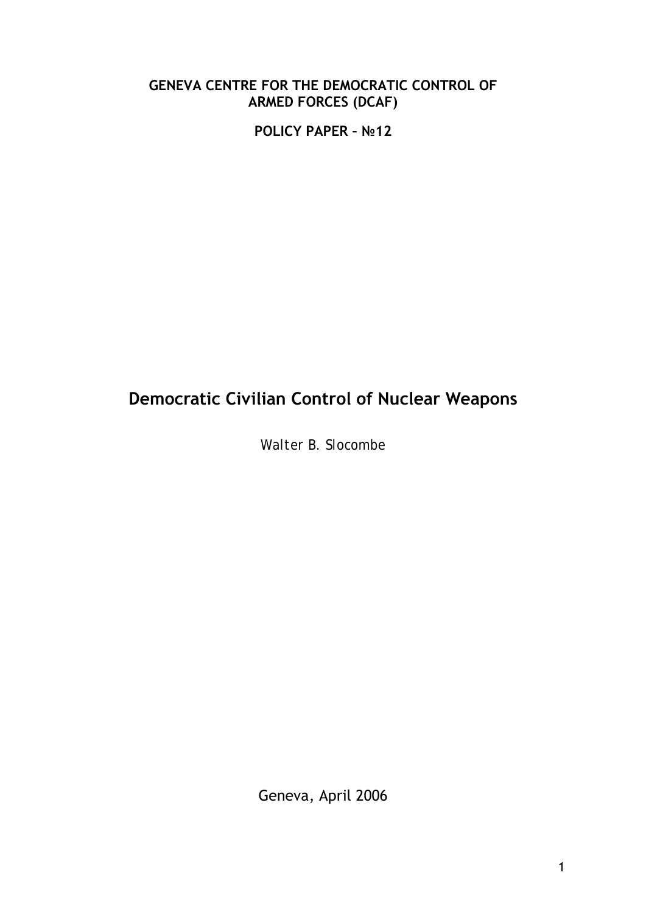**GENEVA CENTRE FOR THE DEMOCRATIC CONTROL OF ARMED FORCES (DCAF)**

**POLICY PAPER – №12**

# Democratic Civilian Control of Nuclear Weapons

Walter B. Slocombe

Geneva, April 2006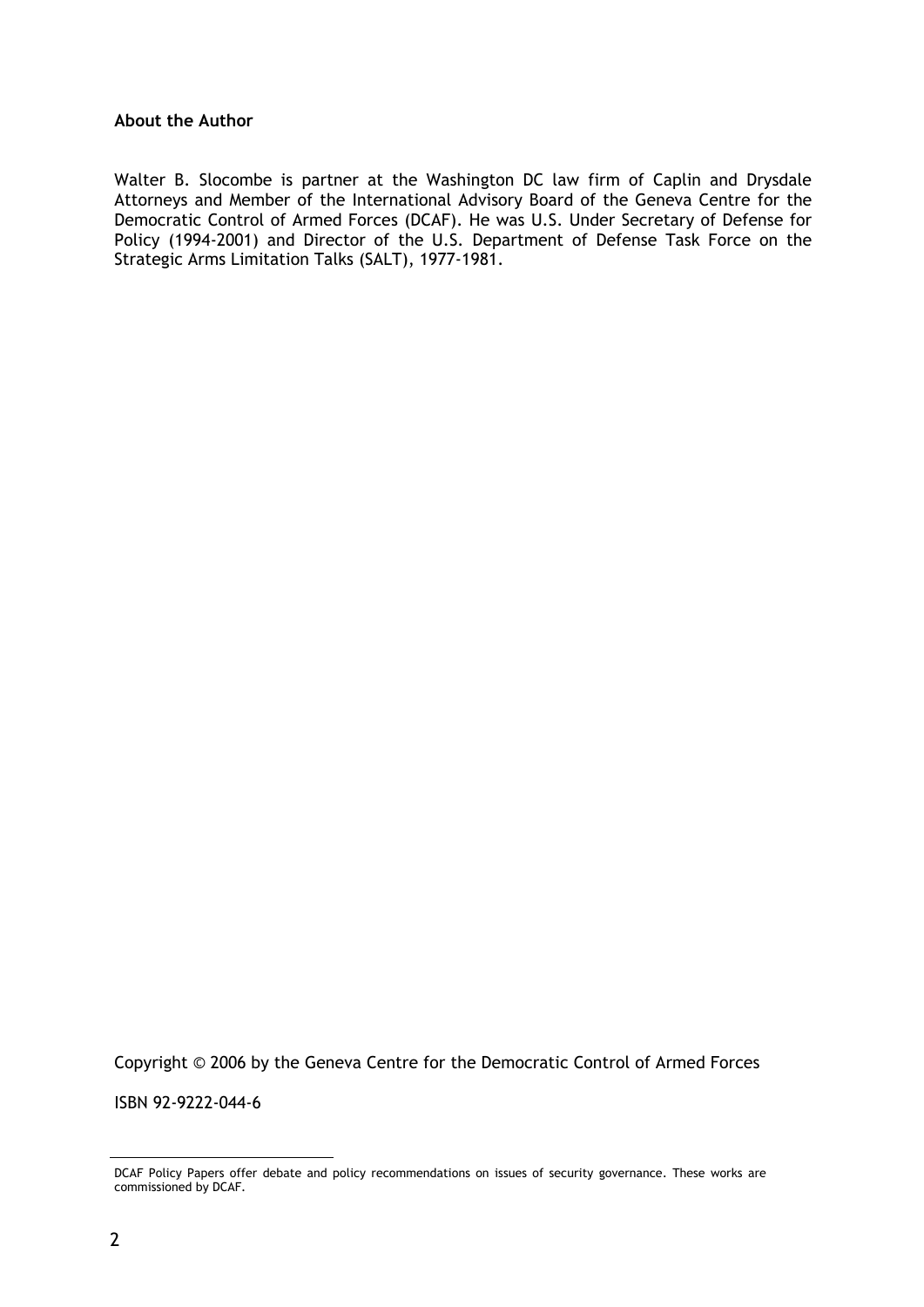**About the Author**

Walter B. Slocombe is partner at the Washington DC law firm of Caplin and Drysdale Attorneys and Member of the International Advisory Board of the Geneva Centre for the Democratic Control of Armed Forces (DCAF). He was U.S. Under Secretary of Defense for Policy (1994-2001) and Director of the U.S. Department of Defense Task Force on the Strategic Arms Limitation Talks (SALT), 1977-1981.

Copyright © 2006 by the Geneva Centre for the Democratic Control of Armed Forces

ISBN 92-9222-044-6

---

DCAF Policy Papers offer debate and policy recommendations on issues of security governance. These works are commissioned by DCAF.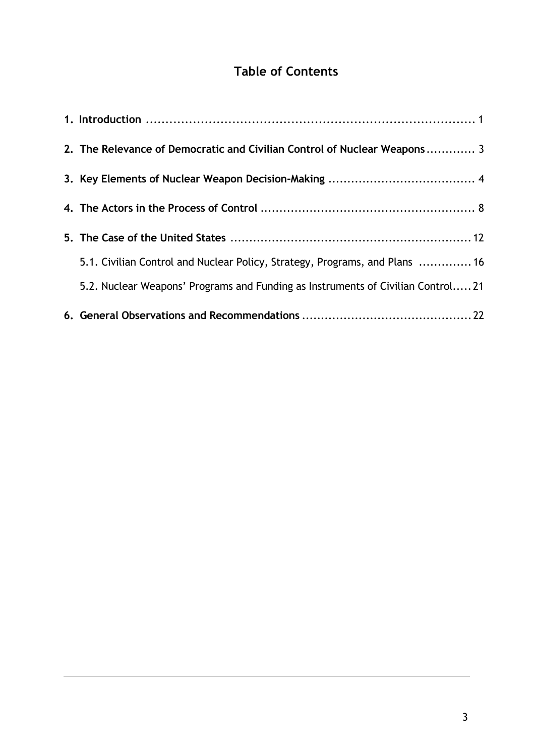# Table of Contents

**1. Introduction** ........................................................................................ 1

**2. The Relevance of Democratic and Civilian Control of Nuclear Weapons** ............ 3

**3. Key Elements of Nuclear Weapon Decision-Making** ...................................... 4

**4. The Actors in the Process of Control** ......................................................... 8

**5. The Case of the United States** ................................................................ 12

5.1. Civilian Control and Nuclear Policy, Strategy, Programs, and Plans .............. 16

5.2. Nuclear Weapons' Programs and Funding as Instruments of Civilian Control..... 21

**6. General Observations and Recommendations** ............................................. 22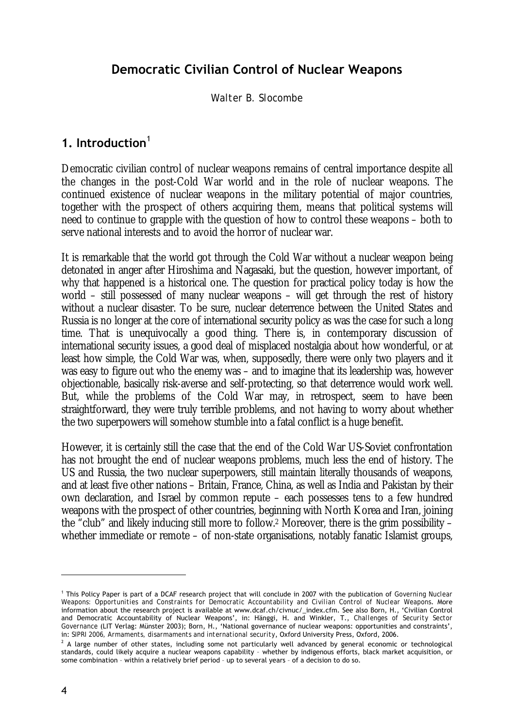# Democratic Civilian Control of Nuclear Weapons

Walter B. Slocombe

## 1. Introduction[1]

Democratic civilian control of nuclear weapons remains of central importance despite all the changes in the post-Cold War world and in the role of nuclear weapons. The continued existence of nuclear weapons in the military potential of major countries, together with the prospect of others acquiring them, means that political systems will need to continue to grapple with the question of how to control these weapons – both to serve national interests and to avoid the horror of nuclear war.

It is remarkable that the world got through the Cold War without a nuclear weapon being detonated in anger after Hiroshima and Nagasaki, but the question, however important, of why that happened is a historical one. The question for practical policy today is how the world – still possessed of many nuclear weapons – will get through the rest of history without a nuclear disaster. To be sure, nuclear deterrence between the United States and Russia is no longer at the core of international security policy as was the case for such a long time. That is unequivocally a good thing. There is, in contemporary discussion of international security issues, a good deal of misplaced nostalgia about how wonderful, or at least how simple, the Cold War was, when, supposedly, there were only two players and it was easy to figure out who the enemy was – and to imagine that its leadership was, however objectionable, basically risk-averse and self-protecting, so that deterrence would work well. But, while the problems of the Cold War may, in retrospect, seem to have been straightforward, they were truly terrible problems, and not having to worry about whether the two superpowers will somehow stumble into a fatal conflict is a huge benefit.

However, it is certainly still the case that the end of the Cold War US-Soviet confrontation has not brought the end of nuclear weapons problems, much less the end of history. The US and Russia, the two nuclear superpowers, still maintain literally thousands of weapons, and at least five other nations – Britain, France, China, as well as India and Pakistan by their own declaration, and Israel by common repute – each possesses tens to a few hundred weapons with the prospect of other countries, beginning with North Korea and Iran, joining the "club" and likely inducing still more to follow.[2] Moreover, there is the grim possibility – whether immediate or remote – of non-state organisations, notably fanatic Islamist groups,

---

[1] This Policy Paper is part of a DCAF research project that will conclude in 2007 with the publication of *Governing Nuclear Weapons: Opportunities and Constraints for Democratic Accountability and Civilian Control of Nuclear Weapons*. More information about the research project is available at www.dcaf.ch/civnuc/_index.cfm. See also Born, H., 'Civilian Control and Democratic Accountability of Nuclear Weapons', in: Hänggi, H. and Winkler, T., *Challenges of Security Sector Governance* (LIT Verlag: Münster 2003); Born, H., 'National governance of nuclear weapons: opportunities and constraints', in: SIPRI 2006, *Armaments, disarmaments and international security*, Oxford University Press, Oxford, 2006.

[2] A large number of other states, including some not particularly well advanced by general economic or technological standards, could likely acquire a nuclear weapons capability – whether by indigenous efforts, black market acquisition, or some combination – within a relatively brief period – up to several years – of a decision to do so.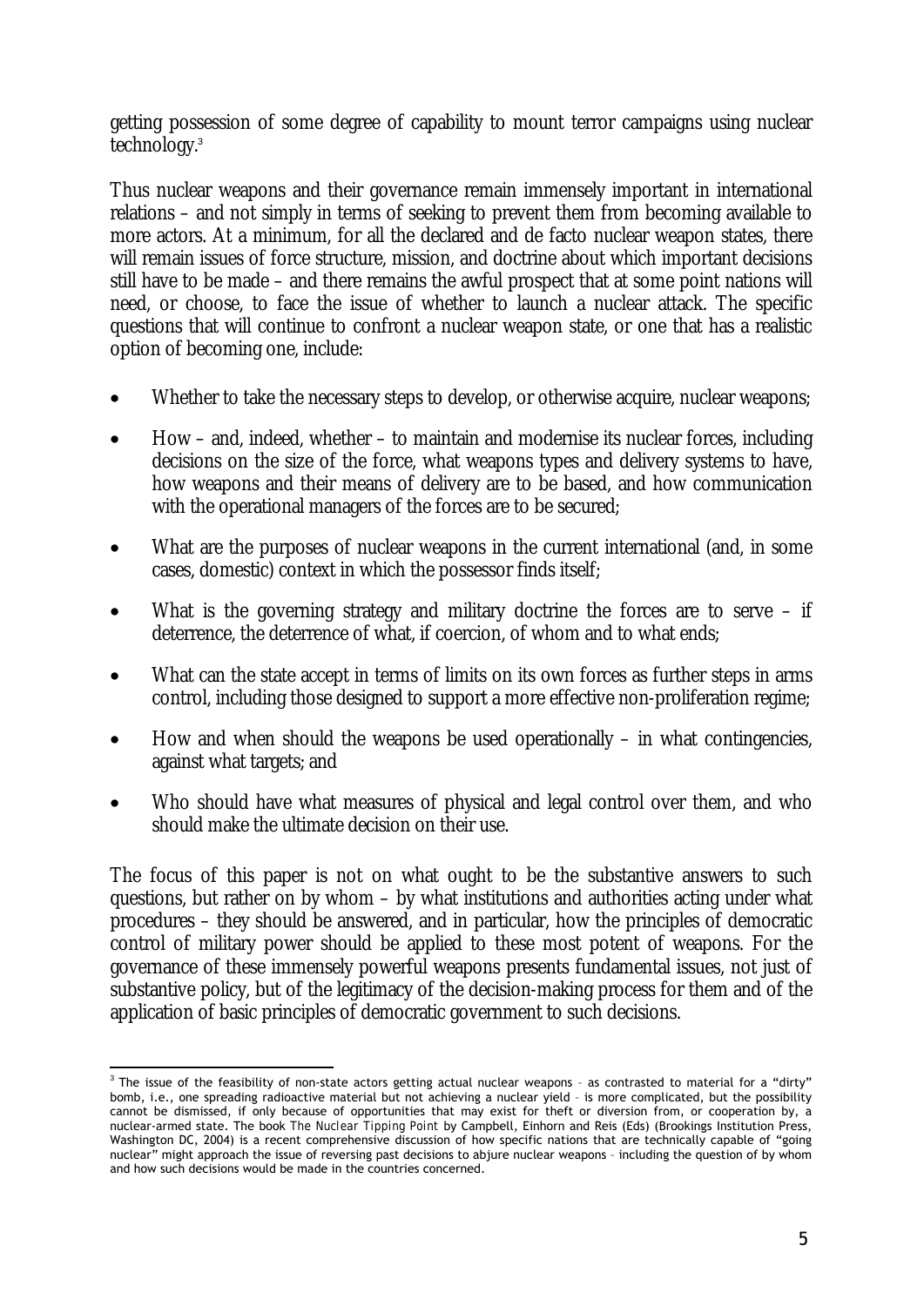getting possession of some degree of capability to mount terror campaigns using nuclear technology.[3]

Thus nuclear weapons and their governance remain immensely important in international relations – and not simply in terms of seeking to prevent them from becoming available to more actors. At a minimum, for all the declared and de facto nuclear weapon states, there will remain issues of force structure, mission, and doctrine about which important decisions still have to be made – and there remains the awful prospect that at some point nations will need, or choose, to face the issue of whether to launch a nuclear attack. The specific questions that will continue to confront a nuclear weapon state, or one that has a realistic option of becoming one, include:

- Whether to take the necessary steps to develop, or otherwise acquire, nuclear weapons;
- How – and, indeed, whether – to maintain and modernise its nuclear forces, including decisions on the size of the force, what weapons types and delivery systems to have, how weapons and their means of delivery are to be based, and how communication with the operational managers of the forces are to be secured;
- What are the purposes of nuclear weapons in the current international (and, in some cases, domestic) context in which the possessor finds itself;
- What is the governing strategy and military doctrine the forces are to serve – if deterrence, the deterrence of what, if coercion, of whom and to what ends;
- What can the state accept in terms of limits on its own forces as further steps in arms control, including those designed to support a more effective non-proliferation regime;
- How and when should the weapons be used operationally – in what contingencies, against what targets; and
- Who should have what measures of physical and legal control over them, and who should make the ultimate decision on their use.

The focus of this paper is not on what ought to be the substantive answers to such questions, but rather on by whom – by what institutions and authorities acting under what procedures – they should be answered, and in particular, how the principles of democratic control of military power should be applied to these most potent of weapons. For the governance of these immensely powerful weapons presents fundamental issues, not just of substantive policy, but of the legitimacy of the decision-making process for them and of the application of basic principles of democratic government to such decisions.

---

[3] The issue of the feasibility of non-state actors getting actual nuclear weapons – as contrasted to material for a "dirty" bomb, i.e., one spreading radioactive material but not achieving a nuclear yield – is more complicated, but the possibility cannot be dismissed, if only because of opportunities that may exist for theft or diversion from, or cooperation by, a nuclear-armed state. The book *The Nuclear Tipping Point* by Campbell, Einhorn and Reis (Eds) (Brookings Institution Press, Washington DC, 2004) is a recent comprehensive discussion of how specific nations that are technically capable of "going nuclear" might approach the issue of reversing past decisions to abjure nuclear weapons – including the question of by whom and how such decisions would be made in the countries concerned.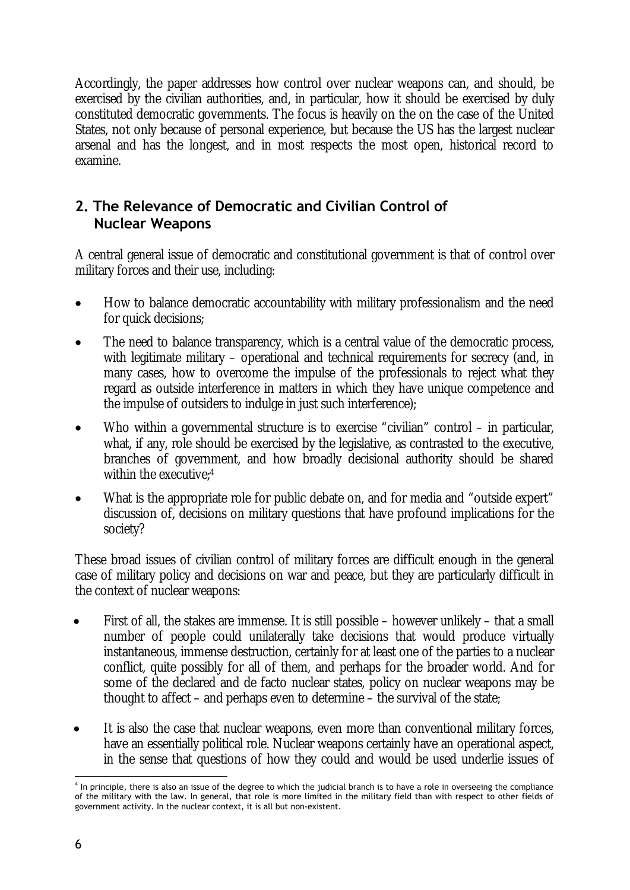Accordingly, the paper addresses how control over nuclear weapons can, and should, be exercised by the civilian authorities, and, in particular, how it should be exercised by duly constituted democratic governments. The focus is heavily on the on the case of the United States, not only because of personal experience, but because the US has the largest nuclear arsenal and has the longest, and in most respects the most open, historical record to examine.

## 2. The Relevance of Democratic and Civilian Control of Nuclear Weapons

A central general issue of democratic and constitutional government is that of control over military forces and their use, including:

- How to balance democratic accountability with military professionalism and the need for quick decisions;
- The need to balance transparency, which is a central value of the democratic process, with legitimate military – operational and technical requirements for secrecy (and, in many cases, how to overcome the impulse of the professionals to reject what they regard as outside interference in matters in which they have unique competence and the impulse of outsiders to indulge in just such interference);
- Who within a governmental structure is to exercise "civilian" control – in particular, what, if any, role should be exercised by the legislative, as contrasted to the executive, branches of government, and how broadly decisional authority should be shared within the executive;[4]
- What is the appropriate role for public debate on, and for media and "outside expert" discussion of, decisions on military questions that have profound implications for the society?

These broad issues of civilian control of military forces are difficult enough in the general case of military policy and decisions on war and peace, but they are particularly difficult in the context of nuclear weapons:

- First of all, the stakes are immense. It is still possible – however unlikely – that a small number of people could unilaterally take decisions that would produce virtually instantaneous, immense destruction, certainly for at least one of the parties to a nuclear conflict, quite possibly for all of them, and perhaps for the broader world. And for some of the declared and de facto nuclear states, policy on nuclear weapons may be thought to affect – and perhaps even to determine – the survival of the state;
- It is also the case that nuclear weapons, even more than conventional military forces, have an essentially political role. Nuclear weapons certainly have an operational aspect, in the sense that questions of how they could and would be used underlie issues of

[4] In principle, there is also an issue of the degree to which the judicial branch is to have a role in overseeing the compliance of the military with the law. In general, that role is more limited in the military field than with respect to other fields of government activity. In the nuclear context, it is all but non-existent.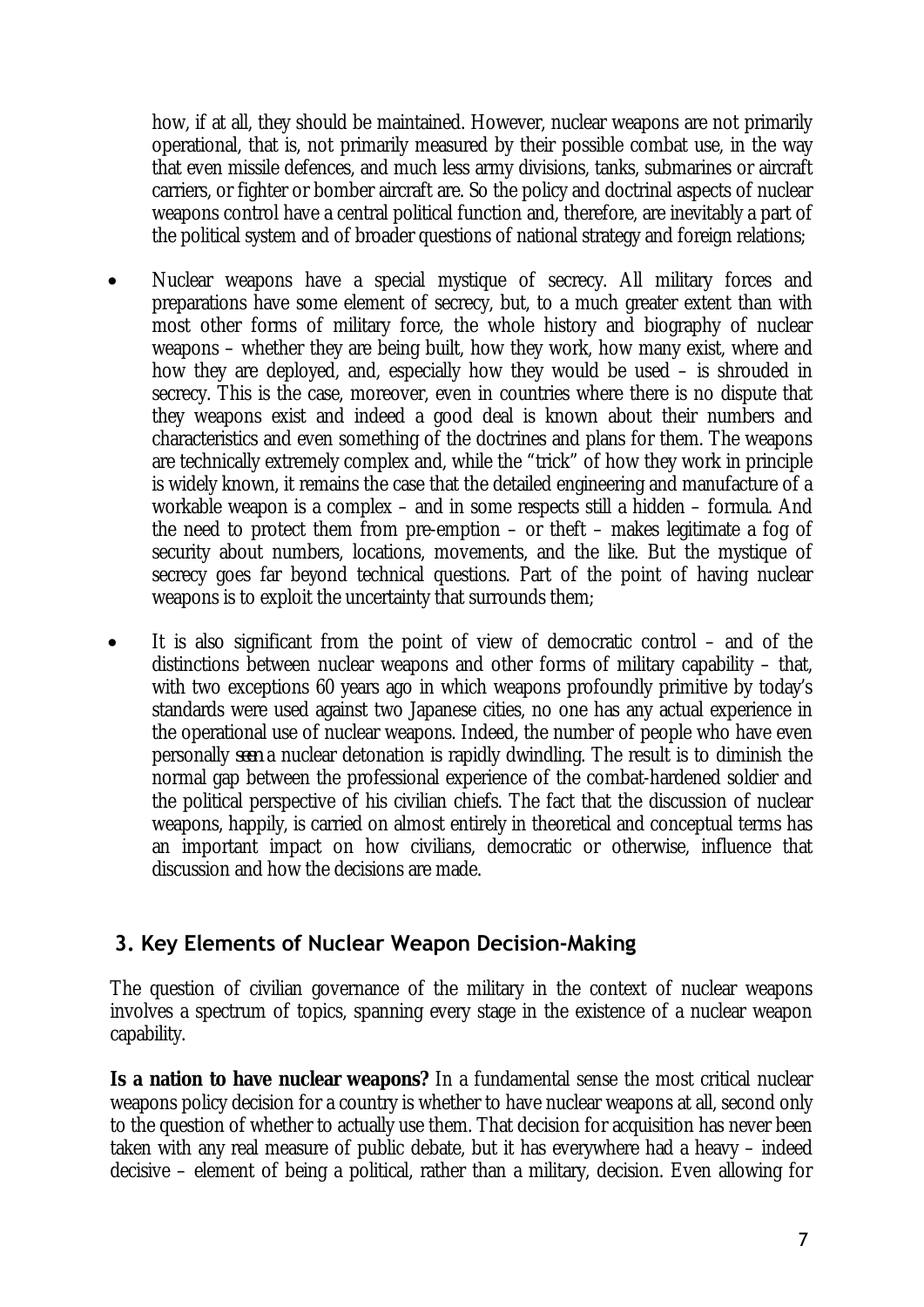how, if at all, they should be maintained. However, nuclear weapons are not primarily operational, that is, not primarily measured by their possible combat use, in the way that even missile defences, and much less army divisions, tanks, submarines or aircraft carriers, or fighter or bomber aircraft are. So the policy and doctrinal aspects of nuclear weapons control have a central political function and, therefore, are inevitably a part of the political system and of broader questions of national strategy and foreign relations;

- Nuclear weapons have a special mystique of secrecy. All military forces and preparations have some element of secrecy, but, to a much greater extent than with most other forms of military force, the whole history and biography of nuclear weapons – whether they are being built, how they work, how many exist, where and how they are deployed, and, especially how they would be used – is shrouded in secrecy. This is the case, moreover, even in countries where there is no dispute that they weapons exist and indeed a good deal is known about their numbers and characteristics and even something of the doctrines and plans for them. The weapons are technically extremely complex and, while the "trick" of how they work in principle is widely known, it remains the case that the detailed engineering and manufacture of a workable weapon is a complex – and in some respects still a hidden – formula. And the need to protect them from pre-emption – or theft – makes legitimate a fog of security about numbers, locations, movements, and the like. But the mystique of secrecy goes far beyond technical questions. Part of the point of having nuclear weapons is to exploit the uncertainty that surrounds them;

- It is also significant from the point of view of democratic control – and of the distinctions between nuclear weapons and other forms of military capability – that, with two exceptions 60 years ago in which weapons profoundly primitive by today's standards were used against two Japanese cities, no one has any actual experience in the operational use of nuclear weapons. Indeed, the number of people who have even personally *seen* a nuclear detonation is rapidly dwindling. The result is to diminish the normal gap between the professional experience of the combat-hardened soldier and the political perspective of his civilian chiefs. The fact that the discussion of nuclear weapons, happily, is carried on almost entirely in theoretical and conceptual terms has an important impact on how civilians, democratic or otherwise, influence that discussion and how the decisions are made.

## 3. Key Elements of Nuclear Weapon Decision-Making

The question of civilian governance of the military in the context of nuclear weapons involves a spectrum of topics, spanning every stage in the existence of a nuclear weapon capability.

**Is a nation to have nuclear weapons?** In a fundamental sense the most critical nuclear weapons policy decision for a country is whether to have nuclear weapons at all, second only to the question of whether to actually use them. That decision for acquisition has never been taken with any real measure of public debate, but it has everywhere had a heavy – indeed decisive – element of being a political, rather than a military, decision. Even allowing for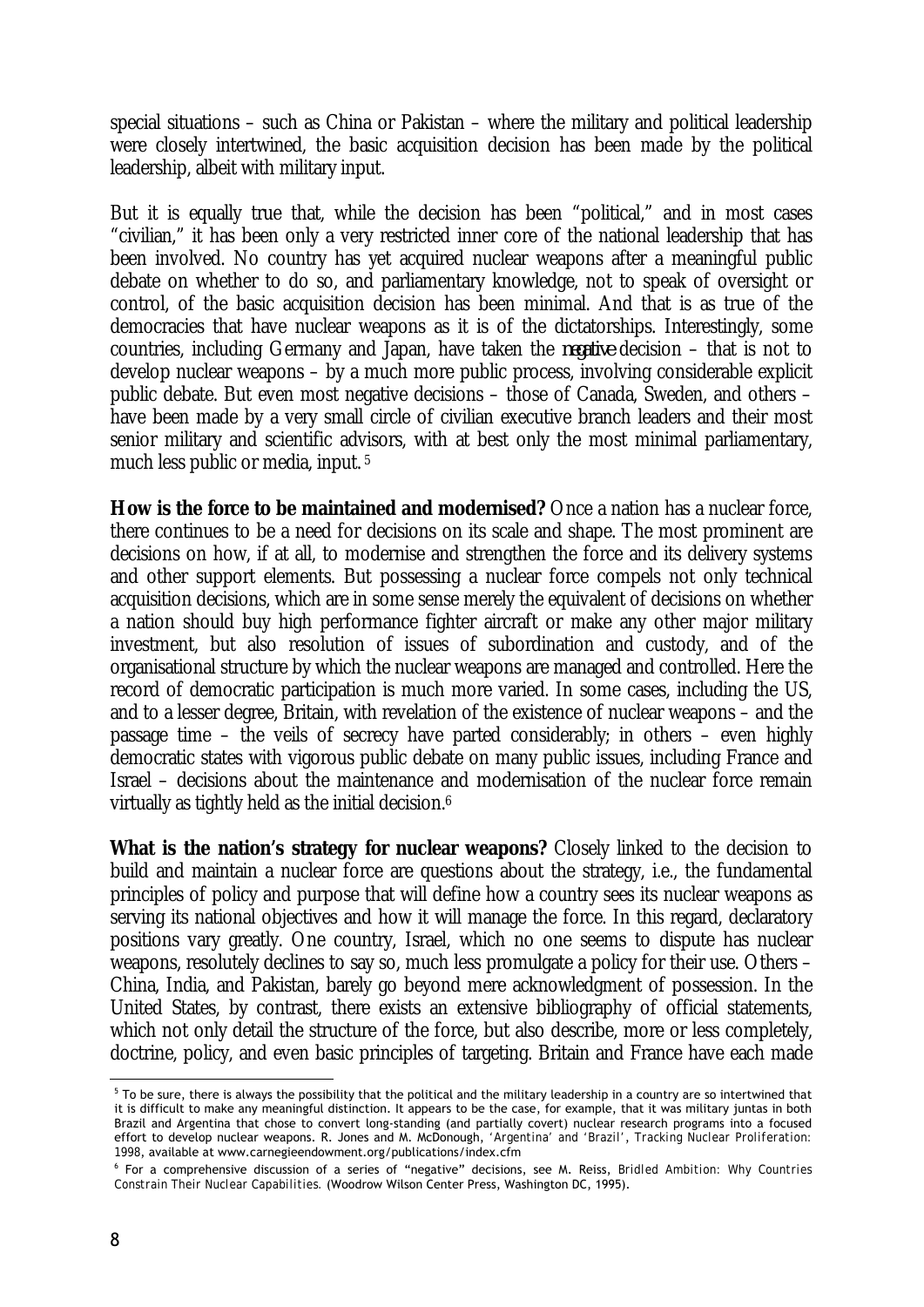special situations – such as China or Pakistan – where the military and political leadership were closely intertwined, the basic acquisition decision has been made by the political leadership, albeit with military input.

But it is equally true that, while the decision has been "political," and in most cases "civilian," it has been only a very restricted inner core of the national leadership that has been involved. No country has yet acquired nuclear weapons after a meaningful public debate on whether to do so, and parliamentary knowledge, not to speak of oversight or control, of the basic acquisition decision has been minimal. And that is as true of the democracies that have nuclear weapons as it is of the dictatorships. Interestingly, some countries, including Germany and Japan, have taken the *negative* decision – that is not to develop nuclear weapons – by a much more public process, involving considerable explicit public debate. But even most negative decisions – those of Canada, Sweden, and others – have been made by a very small circle of civilian executive branch leaders and their most senior military and scientific advisors, with at best only the most minimal parliamentary, much less public or media, input.[5]

**How is the force to be maintained and modernised?** Once a nation has a nuclear force, there continues to be a need for decisions on its scale and shape. The most prominent are decisions on how, if at all, to modernise and strengthen the force and its delivery systems and other support elements. But possessing a nuclear force compels not only technical acquisition decisions, which are in some sense merely the equivalent of decisions on whether a nation should buy high performance fighter aircraft or make any other major military investment, but also resolution of issues of subordination and custody, and of the organisational structure by which the nuclear weapons are managed and controlled. Here the record of democratic participation is much more varied. In some cases, including the US, and to a lesser degree, Britain, with revelation of the existence of nuclear weapons – and the passage time – the veils of secrecy have parted considerably; in others – even highly democratic states with vigorous public debate on many public issues, including France and Israel – decisions about the maintenance and modernisation of the nuclear force remain virtually as tightly held as the initial decision.[6]

**What is the nation's strategy for nuclear weapons?** Closely linked to the decision to build and maintain a nuclear force are questions about the strategy, i.e., the fundamental principles of policy and purpose that will define how a country sees its nuclear weapons as serving its national objectives and how it will manage the force. In this regard, declaratory positions vary greatly. One country, Israel, which no one seems to dispute has nuclear weapons, resolutely declines to say so, much less promulgate a policy for their use. Others – China, India, and Pakistan, barely go beyond mere acknowledgment of possession. In the United States, by contrast, there exists an extensive bibliography of official statements, which not only detail the structure of the force, but also describe, more or less completely, doctrine, policy, and even basic principles of targeting. Britain and France have each made

---

[5] To be sure, there is always the possibility that the political and the military leadership in a country are so intertwined that it is difficult to make any meaningful distinction. It appears to be the case, for example, that it was military juntas in both Brazil and Argentina that chose to convert long-standing (and partially covert) nuclear research programs into a focused effort to develop nuclear weapons. R. Jones and M. McDonough, *'Argentina' and 'Brazil', Tracking Nuclear Proliferation:* 1998, available at www.carnegieendowment.org/publications/index.cfm

[6] For a comprehensive discussion of a series of "negative" decisions, see M. Reiss, *Bridled Ambition: Why Countries Constrain Their Nuclear Capabilities.* (Woodrow Wilson Center Press, Washington DC, 1995).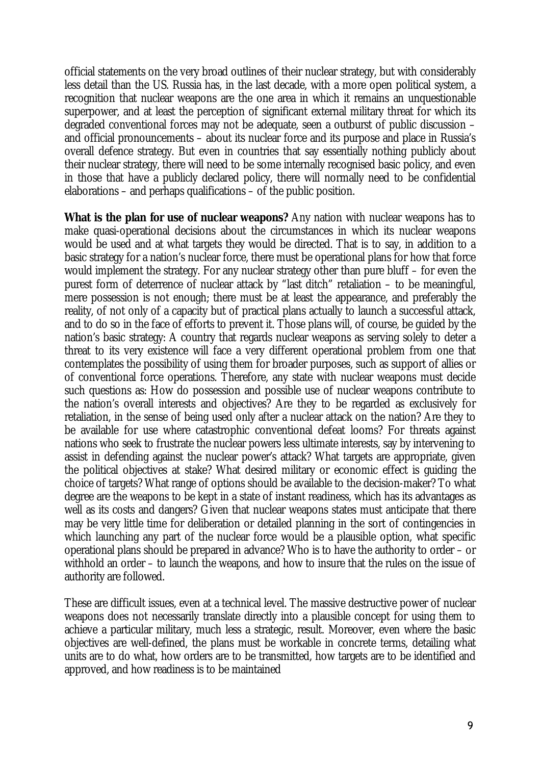official statements on the very broad outlines of their nuclear strategy, but with considerably less detail than the US. Russia has, in the last decade, with a more open political system, a recognition that nuclear weapons are the one area in which it remains an unquestionable superpower, and at least the perception of significant external military threat for which its degraded conventional forces may not be adequate, seen a outburst of public discussion – and official pronouncements – about its nuclear force and its purpose and place in Russia's overall defence strategy. But even in countries that say essentially nothing publicly about their nuclear strategy, there will need to be some internally recognised basic policy, and even in those that have a publicly declared policy, there will normally need to be confidential elaborations – and perhaps qualifications – of the public position.

**What is the plan for use of nuclear weapons?** Any nation with nuclear weapons has to make quasi-operational decisions about the circumstances in which its nuclear weapons would be used and at what targets they would be directed. That is to say, in addition to a basic strategy for a nation's nuclear force, there must be operational plans for how that force would implement the strategy. For any nuclear strategy other than pure bluff – for even the purest form of deterrence of nuclear attack by "last ditch" retaliation – to be meaningful, mere possession is not enough; there must be at least the appearance, and preferably the reality, of not only of a capacity but of practical plans actually to launch a successful attack, and to do so in the face of efforts to prevent it. Those plans will, of course, be guided by the nation's basic strategy: A country that regards nuclear weapons as serving solely to deter a threat to its very existence will face a very different operational problem from one that contemplates the possibility of using them for broader purposes, such as support of allies or of conventional force operations. Therefore, any state with nuclear weapons must decide such questions as: How do possession and possible use of nuclear weapons contribute to the nation's overall interests and objectives? Are they to be regarded as exclusively for retaliation, in the sense of being used only after a nuclear attack on the nation? Are they to be available for use where catastrophic conventional defeat looms? For threats against nations who seek to frustrate the nuclear powers less ultimate interests, say by intervening to assist in defending against the nuclear power's attack? What targets are appropriate, given the political objectives at stake? What desired military or economic effect is guiding the choice of targets? What range of options should be available to the decision-maker? To what degree are the weapons to be kept in a state of instant readiness, which has its advantages as well as its costs and dangers? Given that nuclear weapons states must anticipate that there may be very little time for deliberation or detailed planning in the sort of contingencies in which launching any part of the nuclear force would be a plausible option, what specific operational plans should be prepared in advance? Who is to have the authority to order – or withhold an order – to launch the weapons, and how to insure that the rules on the issue of authority are followed.

These are difficult issues, even at a technical level. The massive destructive power of nuclear weapons does not necessarily translate directly into a plausible concept for using them to achieve a particular military, much less a strategic, result. Moreover, even where the basic objectives are well-defined, the plans must be workable in concrete terms, detailing what units are to do what, how orders are to be transmitted, how targets are to be identified and approved, and how readiness is to be maintained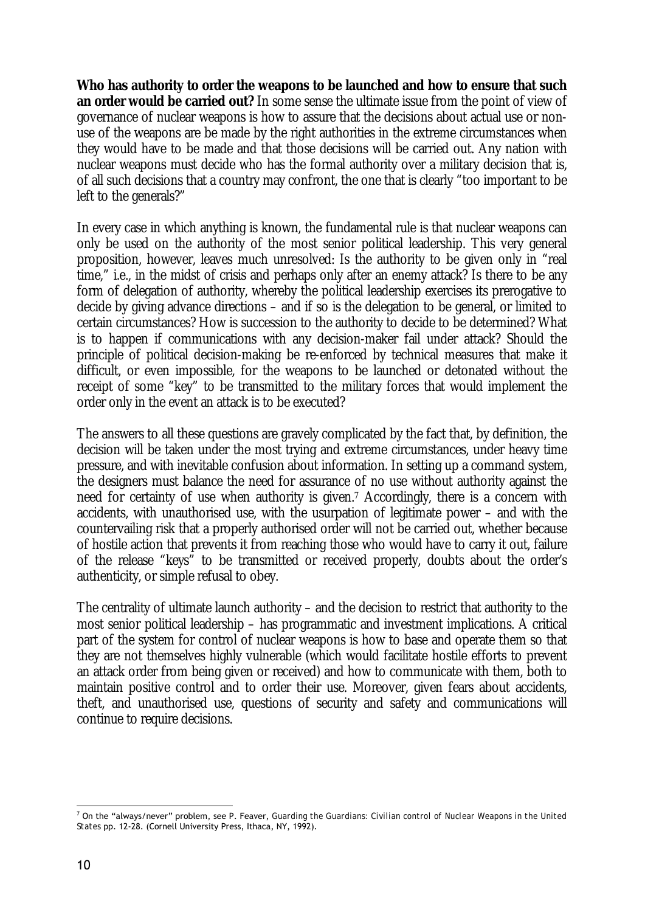**Who has authority to order the weapons to be launched and how to ensure that such an order would be carried out?** In some sense the ultimate issue from the point of view of governance of nuclear weapons is how to assure that the decisions about actual use or non-use of the weapons are be made by the right authorities in the extreme circumstances when they would have to be made and that those decisions will be carried out. Any nation with nuclear weapons must decide who has the formal authority over a military decision that is, of all such decisions that a country may confront, the one that is clearly "too important to be left to the generals?"

In every case in which anything is known, the fundamental rule is that nuclear weapons can only be used on the authority of the most senior political leadership. This very general proposition, however, leaves much unresolved: Is the authority to be given only in "real time," i.e., in the midst of crisis and perhaps only after an enemy attack? Is there to be any form of delegation of authority, whereby the political leadership exercises its prerogative to decide by giving advance directions – and if so is the delegation to be general, or limited to certain circumstances? How is succession to the authority to decide to be determined? What is to happen if communications with any decision-maker fail under attack? Should the principle of political decision-making be re-enforced by technical measures that make it difficult, or even impossible, for the weapons to be launched or detonated without the receipt of some "key" to be transmitted to the military forces that would implement the order only in the event an attack is to be executed?

The answers to all these questions are gravely complicated by the fact that, by definition, the decision will be taken under the most trying and extreme circumstances, under heavy time pressure, and with inevitable confusion about information. In setting up a command system, the designers must balance the need for assurance of no use without authority against the need for certainty of use when authority is given.[7] Accordingly, there is a concern with accidents, with unauthorised use, with the usurpation of legitimate power – and with the countervailing risk that a properly authorised order will not be carried out, whether because of hostile action that prevents it from reaching those who would have to carry it out, failure of the release "keys" to be transmitted or received properly, doubts about the order's authenticity, or simple refusal to obey.

The centrality of ultimate launch authority – and the decision to restrict that authority to the most senior political leadership – has programmatic and investment implications. A critical part of the system for control of nuclear weapons is how to base and operate them so that they are not themselves highly vulnerable (which would facilitate hostile efforts to prevent an attack order from being given or received) and how to communicate with them, both to maintain positive control and to order their use. Moreover, given fears about accidents, theft, and unauthorised use, questions of security and safety and communications will continue to require decisions.

---

[7] On the "always/never" problem, see P. Feaver, *Guarding the Guardians: Civilian control of Nuclear Weapons in the United States* pp. 12-28. (Cornell University Press, Ithaca, NY, 1992).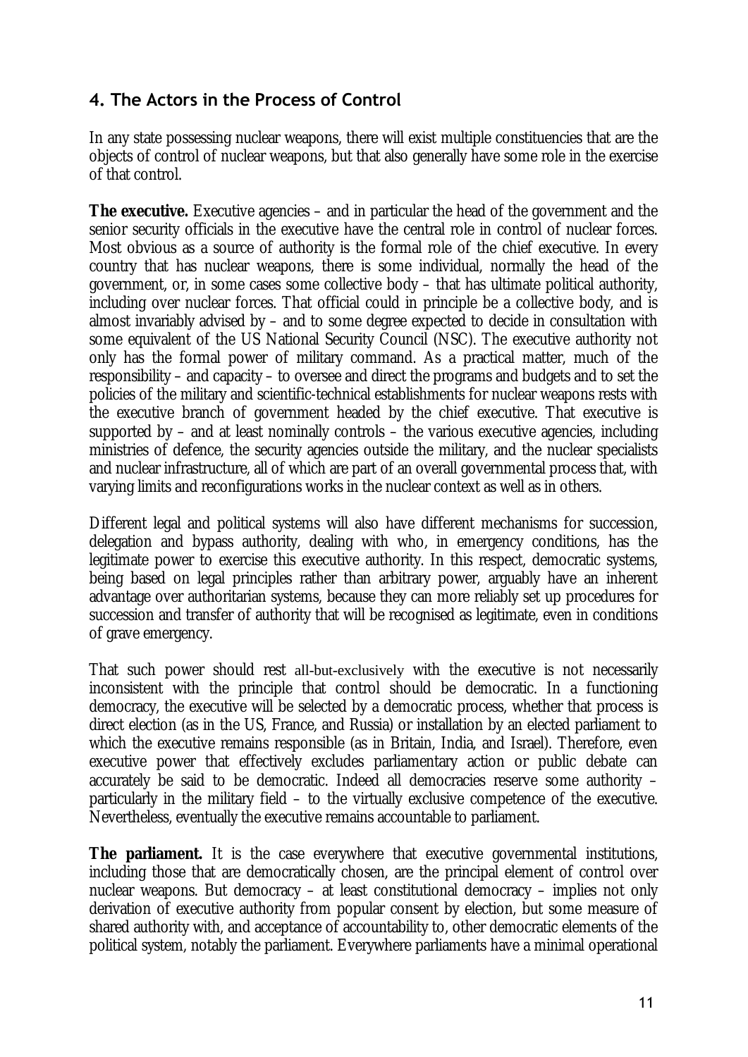## 4. The Actors in the Process of Control

In any state possessing nuclear weapons, there will exist multiple constituencies that are the objects of control of nuclear weapons, but that also generally have some role in the exercise of that control.

**The executive.** Executive agencies – and in particular the head of the government and the senior security officials in the executive have the central role in control of nuclear forces. Most obvious as a source of authority is the formal role of the chief executive. In every country that has nuclear weapons, there is some individual, normally the head of the government, or, in some cases some collective body – that has ultimate political authority, including over nuclear forces. That official could in principle be a collective body, and is almost invariably advised by – and to some degree expected to decide in consultation with some equivalent of the US National Security Council (NSC). The executive authority not only has the formal power of military command. As a practical matter, much of the responsibility – and capacity – to oversee and direct the programs and budgets and to set the policies of the military and scientific-technical establishments for nuclear weapons rests with the executive branch of government headed by the chief executive. That executive is supported by – and at least nominally controls – the various executive agencies, including ministries of defence, the security agencies outside the military, and the nuclear specialists and nuclear infrastructure, all of which are part of an overall governmental process that, with varying limits and reconfigurations works in the nuclear context as well as in others.

Different legal and political systems will also have different mechanisms for succession, delegation and bypass authority, dealing with who, in emergency conditions, has the legitimate power to exercise this executive authority. In this respect, democratic systems, being based on legal principles rather than arbitrary power, arguably have an inherent advantage over authoritarian systems, because they can more reliably set up procedures for succession and transfer of authority that will be recognised as legitimate, even in conditions of grave emergency.

That such power should rest all-but-exclusively with the executive is not necessarily inconsistent with the principle that control should be democratic. In a functioning democracy, the executive will be selected by a democratic process, whether that process is direct election (as in the US, France, and Russia) or installation by an elected parliament to which the executive remains responsible (as in Britain, India, and Israel). Therefore, even executive power that effectively excludes parliamentary action or public debate can accurately be said to be democratic. Indeed all democracies reserve some authority – particularly in the military field – to the virtually exclusive competence of the executive. Nevertheless, eventually the executive remains accountable to parliament.

**The parliament.** It is the case everywhere that executive governmental institutions, including those that are democratically chosen, are the principal element of control over nuclear weapons. But democracy – at least constitutional democracy – implies not only derivation of executive authority from popular consent by election, but some measure of shared authority with, and acceptance of accountability to, other democratic elements of the political system, notably the parliament. Everywhere parliaments have a minimal operational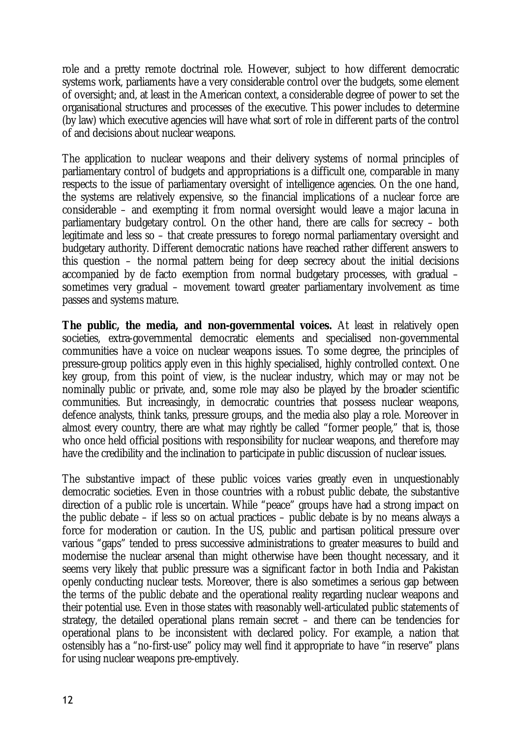role and a pretty remote doctrinal role. However, subject to how different democratic systems work, parliaments have a very considerable control over the budgets, some element of oversight; and, at least in the American context, a considerable degree of power to set the organisational structures and processes of the executive. This power includes to determine (by law) which executive agencies will have what sort of role in different parts of the control of and decisions about nuclear weapons.

The application to nuclear weapons and their delivery systems of normal principles of parliamentary control of budgets and appropriations is a difficult one, comparable in many respects to the issue of parliamentary oversight of intelligence agencies. On the one hand, the systems are relatively expensive, so the financial implications of a nuclear force are considerable – and exempting it from normal oversight would leave a major lacuna in parliamentary budgetary control. On the other hand, there are calls for secrecy – both legitimate and less so – that create pressures to forego normal parliamentary oversight and budgetary authority. Different democratic nations have reached rather different answers to this question – the normal pattern being for deep secrecy about the initial decisions accompanied by de facto exemption from normal budgetary processes, with gradual – sometimes very gradual – movement toward greater parliamentary involvement as time passes and systems mature.

**The public, the media, and non-governmental voices.** At least in relatively open societies, extra-governmental democratic elements and specialised non-governmental communities have a voice on nuclear weapons issues. To some degree, the principles of pressure-group politics apply even in this highly specialised, highly controlled context. One key group, from this point of view, is the nuclear industry, which may or may not be nominally public or private, and, some role may also be played by the broader scientific communities. But increasingly, in democratic countries that possess nuclear weapons, defence analysts, think tanks, pressure groups, and the media also play a role. Moreover in almost every country, there are what may rightly be called "former people," that is, those who once held official positions with responsibility for nuclear weapons, and therefore may have the credibility and the inclination to participate in public discussion of nuclear issues.

The substantive impact of these public voices varies greatly even in unquestionably democratic societies. Even in those countries with a robust public debate, the substantive direction of a public role is uncertain. While "peace" groups have had a strong impact on the public debate – if less so on actual practices – public debate is by no means always a force for moderation or caution. In the US, public and partisan political pressure over various "gaps" tended to press successive administrations to greater measures to build and modernise the nuclear arsenal than might otherwise have been thought necessary, and it seems very likely that public pressure was a significant factor in both India and Pakistan openly conducting nuclear tests. Moreover, there is also sometimes a serious gap between the terms of the public debate and the operational reality regarding nuclear weapons and their potential use. Even in those states with reasonably well-articulated public statements of strategy, the detailed operational plans remain secret – and there can be tendencies for operational plans to be inconsistent with declared policy. For example, a nation that ostensibly has a "no-first-use" policy may well find it appropriate to have "in reserve" plans for using nuclear weapons pre-emptively.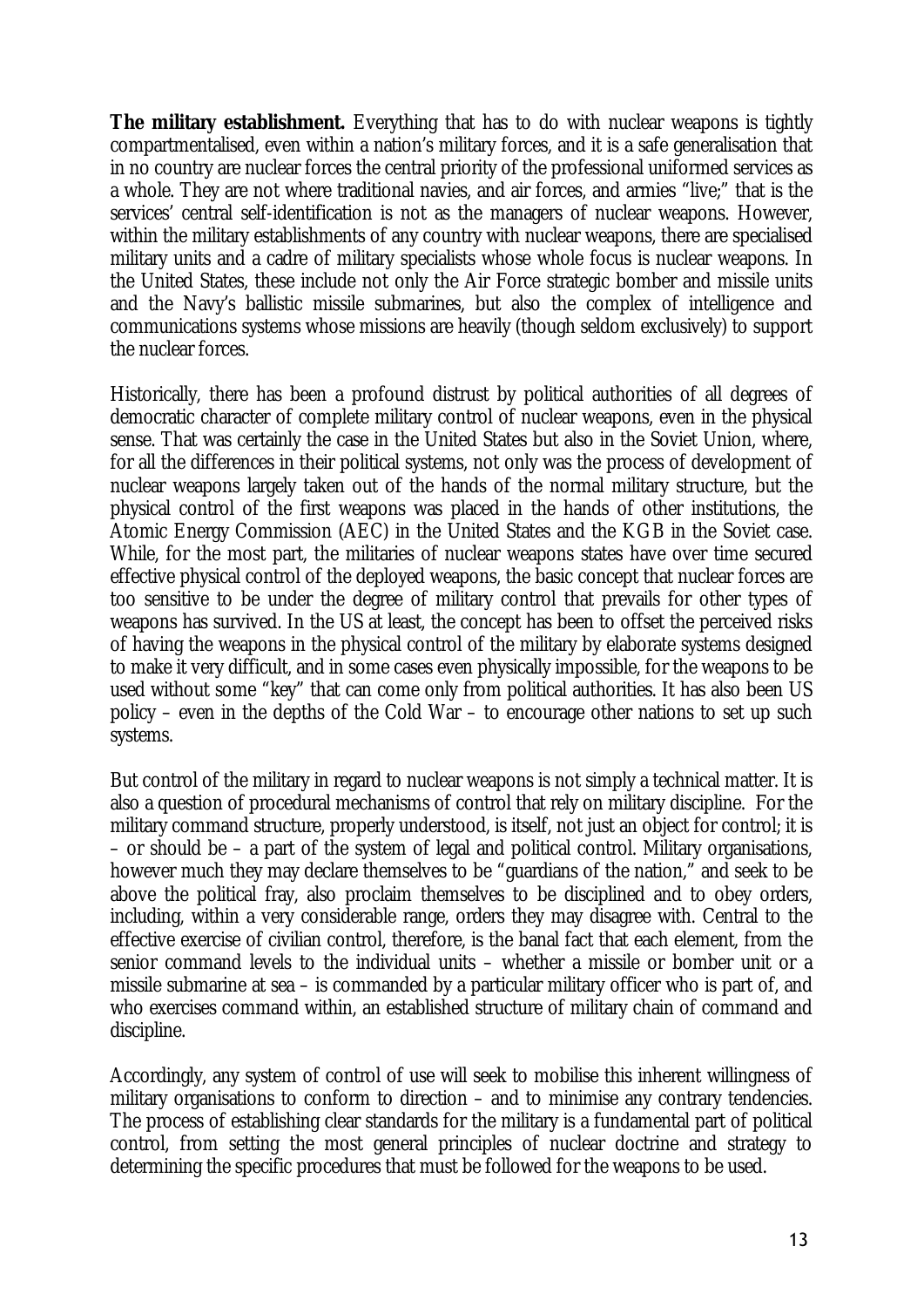**The military establishment.** Everything that has to do with nuclear weapons is tightly compartmentalised, even within a nation's military forces, and it is a safe generalisation that in no country are nuclear forces the central priority of the professional uniformed services as a whole. They are not where traditional navies, and air forces, and armies "live;" that is the services' central self-identification is not as the managers of nuclear weapons. However, within the military establishments of any country with nuclear weapons, there are specialised military units and a cadre of military specialists whose whole focus is nuclear weapons. In the United States, these include not only the Air Force strategic bomber and missile units and the Navy's ballistic missile submarines, but also the complex of intelligence and communications systems whose missions are heavily (though seldom exclusively) to support the nuclear forces.

Historically, there has been a profound distrust by political authorities of all degrees of democratic character of complete military control of nuclear weapons, even in the physical sense. That was certainly the case in the United States but also in the Soviet Union, where, for all the differences in their political systems, not only was the process of development of nuclear weapons largely taken out of the hands of the normal military structure, but the physical control of the first weapons was placed in the hands of other institutions, the Atomic Energy Commission (AEC) in the United States and the KGB in the Soviet case. While, for the most part, the militaries of nuclear weapons states have over time secured effective physical control of the deployed weapons, the basic concept that nuclear forces are too sensitive to be under the degree of military control that prevails for other types of weapons has survived. In the US at least, the concept has been to offset the perceived risks of having the weapons in the physical control of the military by elaborate systems designed to make it very difficult, and in some cases even physically impossible, for the weapons to be used without some "key" that can come only from political authorities. It has also been US policy – even in the depths of the Cold War – to encourage other nations to set up such systems.

But control of the military in regard to nuclear weapons is not simply a technical matter. It is also a question of procedural mechanisms of control that rely on military discipline. For the military command structure, properly understood, is itself, not just an object for control; it is – or should be – a part of the system of legal and political control. Military organisations, however much they may declare themselves to be "guardians of the nation," and seek to be above the political fray, also proclaim themselves to be disciplined and to obey orders, including, within a very considerable range, orders they may disagree with. Central to the effective exercise of civilian control, therefore, is the banal fact that each element, from the senior command levels to the individual units – whether a missile or bomber unit or a missile submarine at sea – is commanded by a particular military officer who is part of, and who exercises command within, an established structure of military chain of command and discipline.

Accordingly, any system of control of use will seek to mobilise this inherent willingness of military organisations to conform to direction – and to minimise any contrary tendencies. The process of establishing clear standards for the military is a fundamental part of political control, from setting the most general principles of nuclear doctrine and strategy to determining the specific procedures that must be followed for the weapons to be used.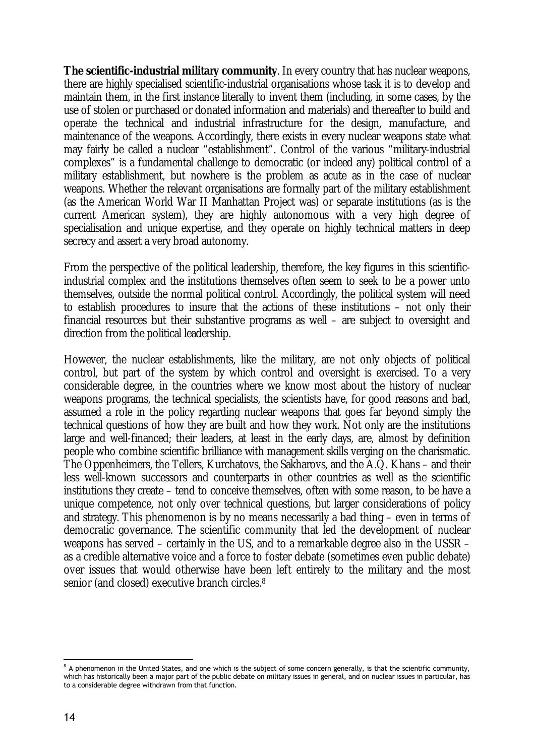**The scientific-industrial military community**. In every country that has nuclear weapons, there are highly specialised scientific-industrial organisations whose task it is to develop and maintain them, in the first instance literally to invent them (including, in some cases, by the use of stolen or purchased or donated information and materials) and thereafter to build and operate the technical and industrial infrastructure for the design, manufacture, and maintenance of the weapons. Accordingly, there exists in every nuclear weapons state what may fairly be called a nuclear "establishment". Control of the various "military-industrial complexes" is a fundamental challenge to democratic (or indeed any) political control of a military establishment, but nowhere is the problem as acute as in the case of nuclear weapons. Whether the relevant organisations are formally part of the military establishment (as the American World War II Manhattan Project was) or separate institutions (as is the current American system), they are highly autonomous with a very high degree of specialisation and unique expertise, and they operate on highly technical matters in deep secrecy and assert a very broad autonomy.

From the perspective of the political leadership, therefore, the key figures in this scientific-industrial complex and the institutions themselves often seem to seek to be a power unto themselves, outside the normal political control. Accordingly, the political system will need to establish procedures to insure that the actions of these institutions – not only their financial resources but their substantive programs as well – are subject to oversight and direction from the political leadership.

However, the nuclear establishments, like the military, are not only objects of political control, but part of the system by which control and oversight is exercised. To a very considerable degree, in the countries where we know most about the history of nuclear weapons programs, the technical specialists, the scientists have, for good reasons and bad, assumed a role in the policy regarding nuclear weapons that goes far beyond simply the technical questions of how they are built and how they work. Not only are the institutions large and well-financed; their leaders, at least in the early days, are, almost by definition people who combine scientific brilliance with management skills verging on the charismatic. The Oppenheimers, the Tellers, Kurchatovs, the Sakharovs, and the A.Q. Khans – and their less well-known successors and counterparts in other countries as well as the scientific institutions they create – tend to conceive themselves, often with some reason, to be have a unique competence, not only over technical questions, but larger considerations of policy and strategy. This phenomenon is by no means necessarily a bad thing – even in terms of democratic governance. The scientific community that led the development of nuclear weapons has served – certainly in the US, and to a remarkable degree also in the USSR – as a credible alternative voice and a force to foster debate (sometimes even public debate) over issues that would otherwise have been left entirely to the military and the most senior (and closed) executive branch circles.[8]

---

[8] A phenomenon in the United States, and one which is the subject of some concern generally, is that the scientific community, which has historically been a major part of the public debate on military issues in general, and on nuclear issues in particular, has to a considerable degree withdrawn from that function.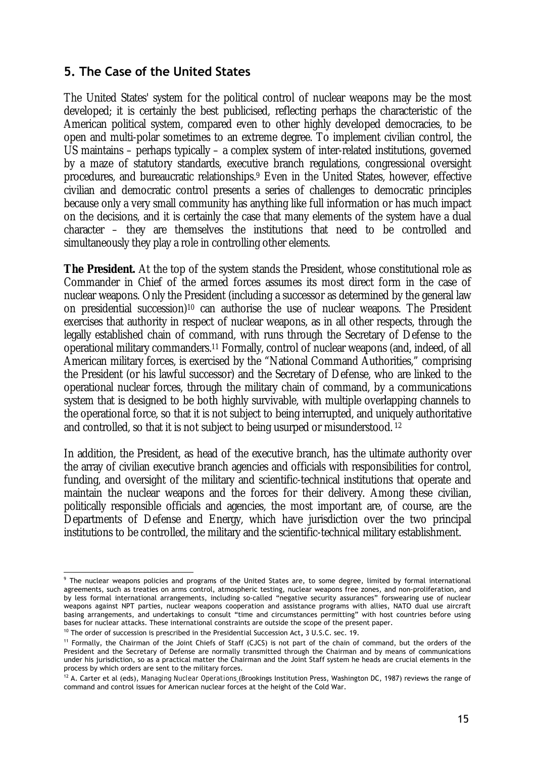## 5. The Case of the United States

The United States' system for the political control of nuclear weapons may be the most developed; it is certainly the best publicised, reflecting perhaps the characteristic of the American political system, compared even to other highly developed democracies, to be open and multi-polar sometimes to an extreme degree. To implement civilian control, the US maintains – perhaps typically – a complex system of inter-related institutions, governed by a maze of statutory standards, executive branch regulations, congressional oversight procedures, and bureaucratic relationships.[9] Even in the United States, however, effective civilian and democratic control presents a series of challenges to democratic principles because only a very small community has anything like full information or has much impact on the decisions, and it is certainly the case that many elements of the system have a dual character – they are themselves the institutions that need to be controlled and simultaneously they play a role in controlling other elements.

**The President.** At the top of the system stands the President, whose constitutional role as Commander in Chief of the armed forces assumes its most direct form in the case of nuclear weapons. Only the President (including a successor as determined by the general law on presidential succession)[10] can authorise the use of nuclear weapons. The President exercises that authority in respect of nuclear weapons, as in all other respects, through the legally established chain of command, with runs through the Secretary of Defense to the operational military commanders.[11] Formally, control of nuclear weapons (and, indeed, of all American military forces, is exercised by the "National Command Authorities," comprising the President (or his lawful successor) and the Secretary of Defense, who are linked to the operational nuclear forces, through the military chain of command, by a communications system that is designed to be both highly survivable, with multiple overlapping channels to the operational force, so that it is not subject to being interrupted, and uniquely authoritative and controlled, so that it is not subject to being usurped or misunderstood.[12]

In addition, the President, as head of the executive branch, has the ultimate authority over the array of civilian executive branch agencies and officials with responsibilities for control, funding, and oversight of the military and scientific-technical institutions that operate and maintain the nuclear weapons and the forces for their delivery. Among these civilian, politically responsible officials and agencies, the most important are, of course, are the Departments of Defense and Energy, which have jurisdiction over the two principal institutions to be controlled, the military and the scientific-technical military establishment.

---

[9] The nuclear weapons policies and programs of the United States are, to some degree, limited by formal international agreements, such as treaties on arms control, atmospheric testing, nuclear weapons free zones, and non-proliferation, and by less formal international arrangements, including so-called "negative security assurances" forswearing use of nuclear weapons against NPT parties, nuclear weapons cooperation and assistance programs with allies, NATO dual use aircraft basing arrangements, and undertakings to consult "time and circumstances permitting" with host countries before using bases for nuclear attacks. These international constraints are outside the scope of the present paper.

[10] The order of succession is prescribed in the Presidential Succession Act, 3 U.S.C. sec. 19.

[11] Formally, the Chairman of the Joint Chiefs of Staff (CJCS) is not part of the chain of command, but the orders of the President and the Secretary of Defense are normally transmitted through the Chairman and by means of communications under his jurisdiction, so as a practical matter the Chairman and the Joint Staff system he heads are crucial elements in the process by which orders are sent to the military forces.

[12] A. Carter et al (eds), *Managing Nuclear Operations* (Brookings Institution Press, Washington DC, 1987) reviews the range of command and control issues for American nuclear forces at the height of the Cold War.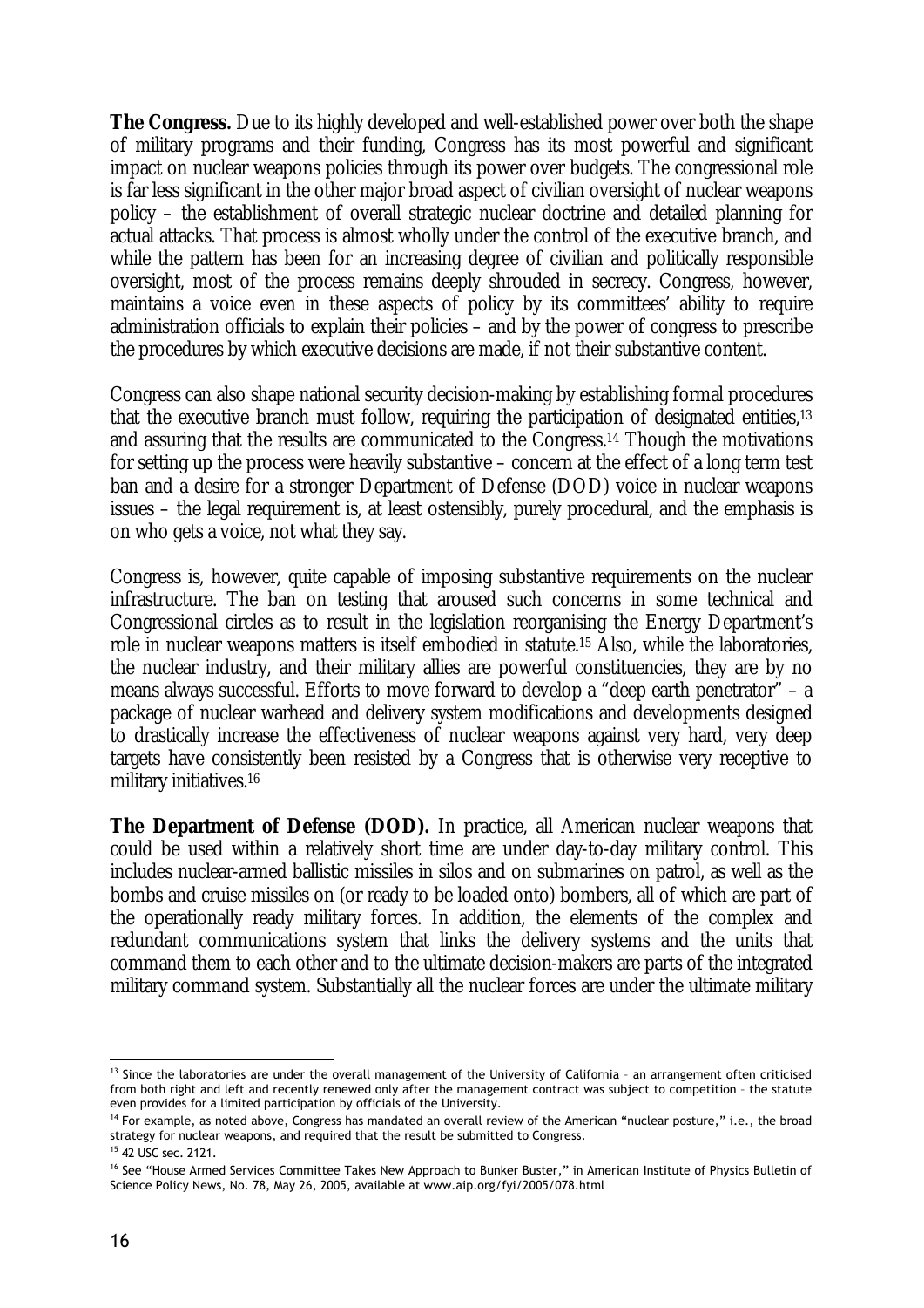**The Congress.** Due to its highly developed and well-established power over both the shape of military programs and their funding, Congress has its most powerful and significant impact on nuclear weapons policies through its power over budgets. The congressional role is far less significant in the other major broad aspect of civilian oversight of nuclear weapons policy – the establishment of overall strategic nuclear doctrine and detailed planning for actual attacks. That process is almost wholly under the control of the executive branch, and while the pattern has been for an increasing degree of civilian and politically responsible oversight, most of the process remains deeply shrouded in secrecy. Congress, however, maintains a voice even in these aspects of policy by its committees' ability to require administration officials to explain their policies – and by the power of congress to prescribe the procedures by which executive decisions are made, if not their substantive content.

Congress can also shape national security decision-making by establishing formal procedures that the executive branch must follow, requiring the participation of designated entities,[13] and assuring that the results are communicated to the Congress.[14] Though the motivations for setting up the process were heavily substantive – concern at the effect of a long term test ban and a desire for a stronger Department of Defense (DOD) voice in nuclear weapons issues – the legal requirement is, at least ostensibly, purely procedural, and the emphasis is on who gets a voice, not what they say.

Congress is, however, quite capable of imposing substantive requirements on the nuclear infrastructure. The ban on testing that aroused such concerns in some technical and Congressional circles as to result in the legislation reorganising the Energy Department's role in nuclear weapons matters is itself embodied in statute.[15] Also, while the laboratories, the nuclear industry, and their military allies are powerful constituencies, they are by no means always successful. Efforts to move forward to develop a "deep earth penetrator" – a package of nuclear warhead and delivery system modifications and developments designed to drastically increase the effectiveness of nuclear weapons against very hard, very deep targets have consistently been resisted by a Congress that is otherwise very receptive to military initiatives.[16]

**The Department of Defense (DOD).** In practice, all American nuclear weapons that could be used within a relatively short time are under day-to-day military control. This includes nuclear-armed ballistic missiles in silos and on submarines on patrol, as well as the bombs and cruise missiles on (or ready to be loaded onto) bombers, all of which are part of the operationally ready military forces. In addition, the elements of the complex and redundant communications system that links the delivery systems and the units that command them to each other and to the ultimate decision-makers are parts of the integrated military command system. Substantially all the nuclear forces are under the ultimate military

---

[13] Since the laboratories are under the overall management of the University of California – an arrangement often criticised from both right and left and recently renewed only after the management contract was subject to competition – the statute even provides for a limited participation by officials of the University.

[14] For example, as noted above, Congress has mandated an overall review of the American "nuclear posture," i.e., the broad strategy for nuclear weapons, and required that the result be submitted to Congress.

[15] 42 USC sec. 2121.

[16] See "House Armed Services Committee Takes New Approach to Bunker Buster," in American Institute of Physics Bulletin of Science Policy News, No. 78, May 26, 2005, available at www.aip.org/fyi/2005/078.html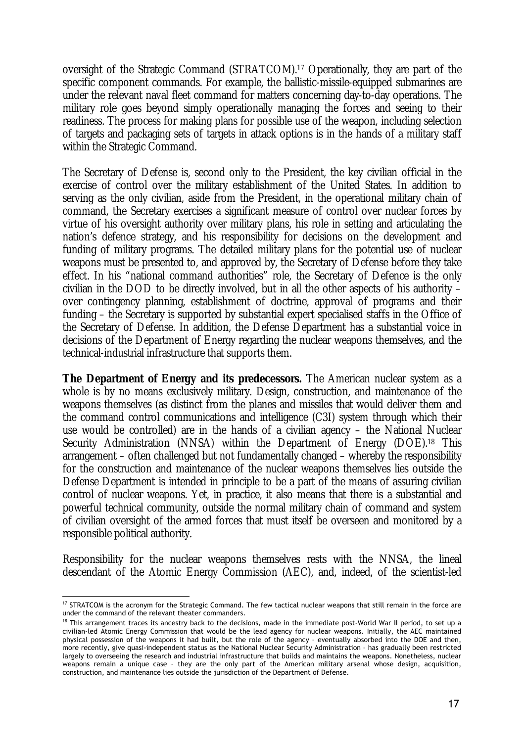oversight of the Strategic Command (STRATCOM).[17] Operationally, they are part of the specific component commands. For example, the ballistic-missile-equipped submarines are under the relevant naval fleet command for matters concerning day-to-day operations. The military role goes beyond simply operationally managing the forces and seeing to their readiness. The process for making plans for possible use of the weapon, including selection of targets and packaging sets of targets in attack options is in the hands of a military staff within the Strategic Command.

The Secretary of Defense is, second only to the President, the key civilian official in the exercise of control over the military establishment of the United States. In addition to serving as the only civilian, aside from the President, in the operational military chain of command, the Secretary exercises a significant measure of control over nuclear forces by virtue of his oversight authority over military plans, his role in setting and articulating the nation's defence strategy, and his responsibility for decisions on the development and funding of military programs. The detailed military plans for the potential use of nuclear weapons must be presented to, and approved by, the Secretary of Defense before they take effect. In his "national command authorities" role, the Secretary of Defence is the only civilian in the DOD to be directly involved, but in all the other aspects of his authority – over contingency planning, establishment of doctrine, approval of programs and their funding – the Secretary is supported by substantial expert specialised staffs in the Office of the Secretary of Defense. In addition, the Defense Department has a substantial voice in decisions of the Department of Energy regarding the nuclear weapons themselves, and the technical-industrial infrastructure that supports them.

**The Department of Energy and its predecessors.** The American nuclear system as a whole is by no means exclusively military. Design, construction, and maintenance of the weapons themselves (as distinct from the planes and missiles that would deliver them and the command control communications and intelligence (C3I) system through which their use would be controlled) are in the hands of a civilian agency – the National Nuclear Security Administration (NNSA) within the Department of Energy (DOE).[18] This arrangement – often challenged but not fundamentally changed – whereby the responsibility for the construction and maintenance of the nuclear weapons themselves lies outside the Defense Department is intended in principle to be a part of the means of assuring civilian control of nuclear weapons. Yet, in practice, it also means that there is a substantial and powerful technical community, outside the normal military chain of command and system of civilian oversight of the armed forces that must itself be overseen and monitored by a responsible political authority.

Responsibility for the nuclear weapons themselves rests with the NNSA, the lineal descendant of the Atomic Energy Commission (AEC), and, indeed, of the scientist-led

---

[17] STRATCOM is the acronym for the Strategic Command. The few tactical nuclear weapons that still remain in the force are under the command of the relevant theater commanders.

[18] This arrangement traces its ancestry back to the decisions, made in the immediate post-World War II period, to set up a civilian-led Atomic Energy Commission that would be the lead agency for nuclear weapons. Initially, the AEC maintained physical possession of the weapons it had built, but the role of the agency – eventually absorbed into the DOE and then, more recently, give quasi-independent status as the National Nuclear Security Administration – has gradually been restricted largely to overseeing the research and industrial infrastructure that builds and maintains the weapons. Nonetheless, nuclear weapons remain a unique case – they are the only part of the American military arsenal whose design, acquisition, construction, and maintenance lies outside the jurisdiction of the Department of Defense.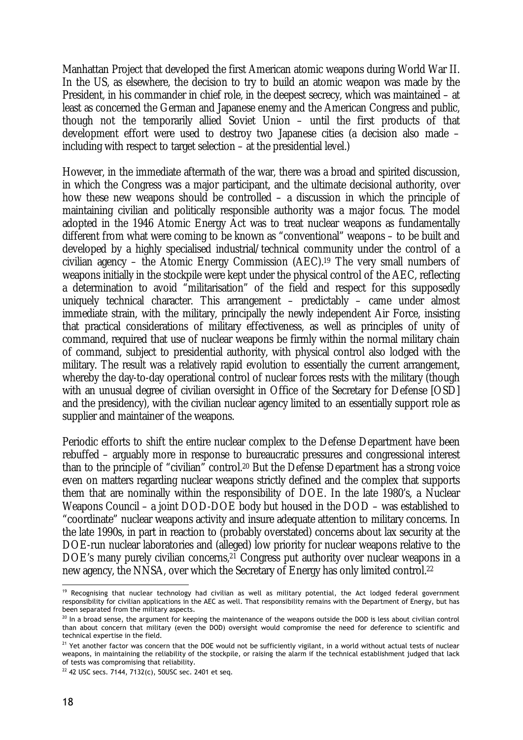Manhattan Project that developed the first American atomic weapons during World War II. In the US, as elsewhere, the decision to try to build an atomic weapon was made by the President, in his commander in chief role, in the deepest secrecy, which was maintained – at least as concerned the German and Japanese enemy and the American Congress and public, though not the temporarily allied Soviet Union – until the first products of that development effort were used to destroy two Japanese cities (a decision also made – including with respect to target selection – at the presidential level.)

However, in the immediate aftermath of the war, there was a broad and spirited discussion, in which the Congress was a major participant, and the ultimate decisional authority, over how these new weapons should be controlled – a discussion in which the principle of maintaining civilian and politically responsible authority was a major focus. The model adopted in the 1946 Atomic Energy Act was to treat nuclear weapons as fundamentally different from what were coming to be known as "conventional" weapons – to be built and developed by a highly specialised industrial/technical community under the control of a civilian agency – the Atomic Energy Commission (AEC).[19] The very small numbers of weapons initially in the stockpile were kept under the physical control of the AEC, reflecting a determination to avoid "militarisation" of the field and respect for this supposedly uniquely technical character. This arrangement – predictably – came under almost immediate strain, with the military, principally the newly independent Air Force, insisting that practical considerations of military effectiveness, as well as principles of unity of command, required that use of nuclear weapons be firmly within the normal military chain of command, subject to presidential authority, with physical control also lodged with the military. The result was a relatively rapid evolution to essentially the current arrangement, whereby the day-to-day operational control of nuclear forces rests with the military (though with an unusual degree of civilian oversight in Office of the Secretary for Defense [OSD] and the presidency), with the civilian nuclear agency limited to an essentially support role as supplier and maintainer of the weapons.

Periodic efforts to shift the entire nuclear complex to the Defense Department have been rebuffed – arguably more in response to bureaucratic pressures and congressional interest than to the principle of "civilian" control.[20] But the Defense Department has a strong voice even on matters regarding nuclear weapons strictly defined and the complex that supports them that are nominally within the responsibility of DOE. In the late 1980's, a Nuclear Weapons Council – a joint DOD-DOE body but housed in the DOD – was established to "coordinate" nuclear weapons activity and insure adequate attention to military concerns. In the late 1990s, in part in reaction to (probably overstated) concerns about lax security at the DOE-run nuclear laboratories and (alleged) low priority for nuclear weapons relative to the DOE's many purely civilian concerns,[21] Congress put authority over nuclear weapons in a new agency, the NNSA, over which the Secretary of Energy has only limited control.[22]

---

[19] Recognising that nuclear technology had civilian as well as military potential, the Act lodged federal government responsibility for civilian applications in the AEC as well. That responsibility remains with the Department of Energy, but has been separated from the military aspects.

[20] In a broad sense, the argument for keeping the maintenance of the weapons outside the DOD is less about civilian control than about concern that military (even the DOD) oversight would compromise the need for deference to scientific and technical expertise in the field.

[21] Yet another factor was concern that the DOE would not be sufficiently vigilant, in a world without actual tests of nuclear weapons, in maintaining the reliability of the stockpile, or raising the alarm if the technical establishment judged that lack of tests was compromising that reliability.

[22] 42 USC secs. 7144, 7132(c), 50USC sec. 2401 et seq.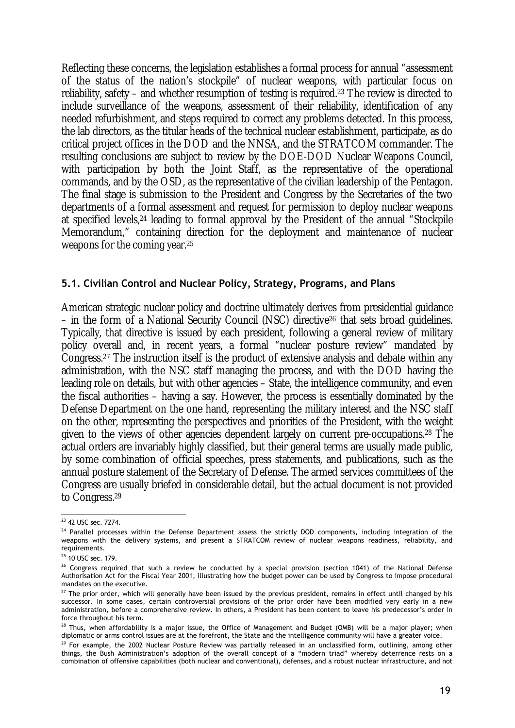Reflecting these concerns, the legislation establishes a formal process for annual "assessment of the status of the nation's stockpile" of nuclear weapons, with particular focus on reliability, safety – and whether resumption of testing is required.[23] The review is directed to include surveillance of the weapons, assessment of their reliability, identification of any needed refurbishment, and steps required to correct any problems detected. In this process, the lab directors, as the titular heads of the technical nuclear establishment, participate, as do critical project offices in the DOD and the NNSA, and the STRATCOM commander. The resulting conclusions are subject to review by the DOE-DOD Nuclear Weapons Council, with participation by both the Joint Staff, as the representative of the operational commands, and by the OSD, as the representative of the civilian leadership of the Pentagon. The final stage is submission to the President and Congress by the Secretaries of the two departments of a formal assessment and request for permission to deploy nuclear weapons at specified levels,[24] leading to formal approval by the President of the annual "Stockpile Memorandum," containing direction for the deployment and maintenance of nuclear weapons for the coming year.[25]

### 5.1. Civilian Control and Nuclear Policy, Strategy, Programs, and Plans

American strategic nuclear policy and doctrine ultimately derives from presidential guidance – in the form of a National Security Council (NSC) directive[26] that sets broad guidelines. Typically, that directive is issued by each president, following a general review of military policy overall and, in recent years, a formal "nuclear posture review" mandated by Congress.[27] The instruction itself is the product of extensive analysis and debate within any administration, with the NSC staff managing the process, and with the DOD having the leading role on details, but with other agencies – State, the intelligence community, and even the fiscal authorities – having a say. However, the process is essentially dominated by the Defense Department on the one hand, representing the military interest and the NSC staff on the other, representing the perspectives and priorities of the President, with the weight given to the views of other agencies dependent largely on current pre-occupations.[28] The actual orders are invariably highly classified, but their general terms are usually made public, by some combination of official speeches, press statements, and publications, such as the annual posture statement of the Secretary of Defense. The armed services committees of the Congress are usually briefed in considerable detail, but the actual document is not provided to Congress.[29]

---

[23] 42 USC sec. 7274.

[24] Parallel processes within the Defense Department assess the strictly DOD components, including integration of the weapons with the delivery systems, and present a STRATCOM review of nuclear weapons readiness, reliability, and requirements.

[25] 10 USC sec. 179.

[26] Congress required that such a review be conducted by a special provision (section 1041) of the National Defense Authorisation Act for the Fiscal Year 2001, illustrating how the budget power can be used by Congress to impose procedural mandates on the executive.

[27] The prior order, which will generally have been issued by the previous president, remains in effect until changed by his successor. In some cases, certain controversial provisions of the prior order have been modified very early in a new administration, before a comprehensive review. In others, a President has been content to leave his predecessor's order in force throughout his term.

[28] Thus, when affordability is a major issue, the Office of Management and Budget (OMB) will be a major player; when diplomatic or arms control issues are at the forefront, the State and the intelligence community will have a greater voice.

[29] For example, the 2002 Nuclear Posture Review was partially released in an unclassified form, outlining, among other things, the Bush Administration's adoption of the overall concept of a "modern triad" whereby deterrence rests on a combination of offensive capabilities (both nuclear and conventional), defenses, and a robust nuclear infrastructure, and not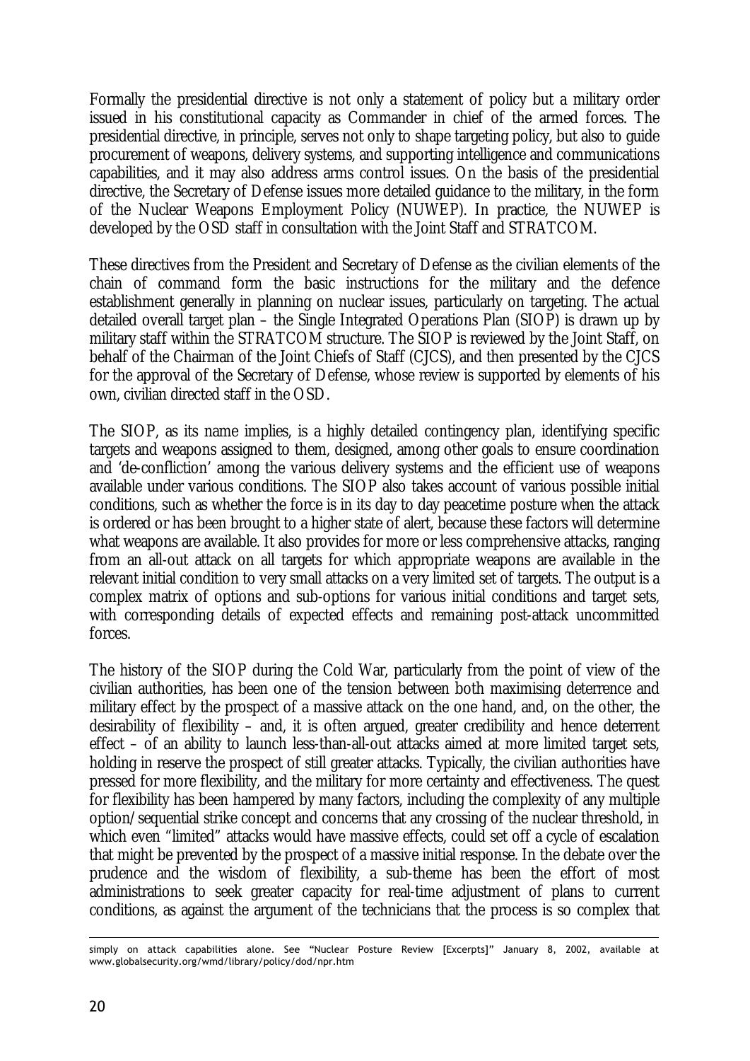Formally the presidential directive is not only a statement of policy but a military order issued in his constitutional capacity as Commander in chief of the armed forces. The presidential directive, in principle, serves not only to shape targeting policy, but also to guide procurement of weapons, delivery systems, and supporting intelligence and communications capabilities, and it may also address arms control issues. On the basis of the presidential directive, the Secretary of Defense issues more detailed guidance to the military, in the form of the Nuclear Weapons Employment Policy (NUWEP). In practice, the NUWEP is developed by the OSD staff in consultation with the Joint Staff and STRATCOM.

These directives from the President and Secretary of Defense as the civilian elements of the chain of command form the basic instructions for the military and the defence establishment generally in planning on nuclear issues, particularly on targeting. The actual detailed overall target plan – the Single Integrated Operations Plan (SIOP) is drawn up by military staff within the STRATCOM structure. The SIOP is reviewed by the Joint Staff, on behalf of the Chairman of the Joint Chiefs of Staff (CJCS), and then presented by the CJCS for the approval of the Secretary of Defense, whose review is supported by elements of his own, civilian directed staff in the OSD.

The SIOP, as its name implies, is a highly detailed contingency plan, identifying specific targets and weapons assigned to them, designed, among other goals to ensure coordination and 'de-confliction' among the various delivery systems and the efficient use of weapons available under various conditions. The SIOP also takes account of various possible initial conditions, such as whether the force is in its day to day peacetime posture when the attack is ordered or has been brought to a higher state of alert, because these factors will determine what weapons are available. It also provides for more or less comprehensive attacks, ranging from an all-out attack on all targets for which appropriate weapons are available in the relevant initial condition to very small attacks on a very limited set of targets. The output is a complex matrix of options and sub-options for various initial conditions and target sets, with corresponding details of expected effects and remaining post-attack uncommitted forces.

The history of the SIOP during the Cold War, particularly from the point of view of the civilian authorities, has been one of the tension between both maximising deterrence and military effect by the prospect of a massive attack on the one hand, and, on the other, the desirability of flexibility – and, it is often argued, greater credibility and hence deterrent effect – of an ability to launch less-than-all-out attacks aimed at more limited target sets, holding in reserve the prospect of still greater attacks. Typically, the civilian authorities have pressed for more flexibility, and the military for more certainty and effectiveness. The quest for flexibility has been hampered by many factors, including the complexity of any multiple option/sequential strike concept and concerns that any crossing of the nuclear threshold, in which even "limited" attacks would have massive effects, could set off a cycle of escalation that might be prevented by the prospect of a massive initial response. In the debate over the prudence and the wisdom of flexibility, a sub-theme has been the effort of most administrations to seek greater capacity for real-time adjustment of plans to current conditions, as against the argument of the technicians that the process is so complex that

---

simply on attack capabilities alone. See "Nuclear Posture Review [Excerpts]" January 8, 2002, available at www.globalsecurity.org/wmd/library/policy/dod/npr.htm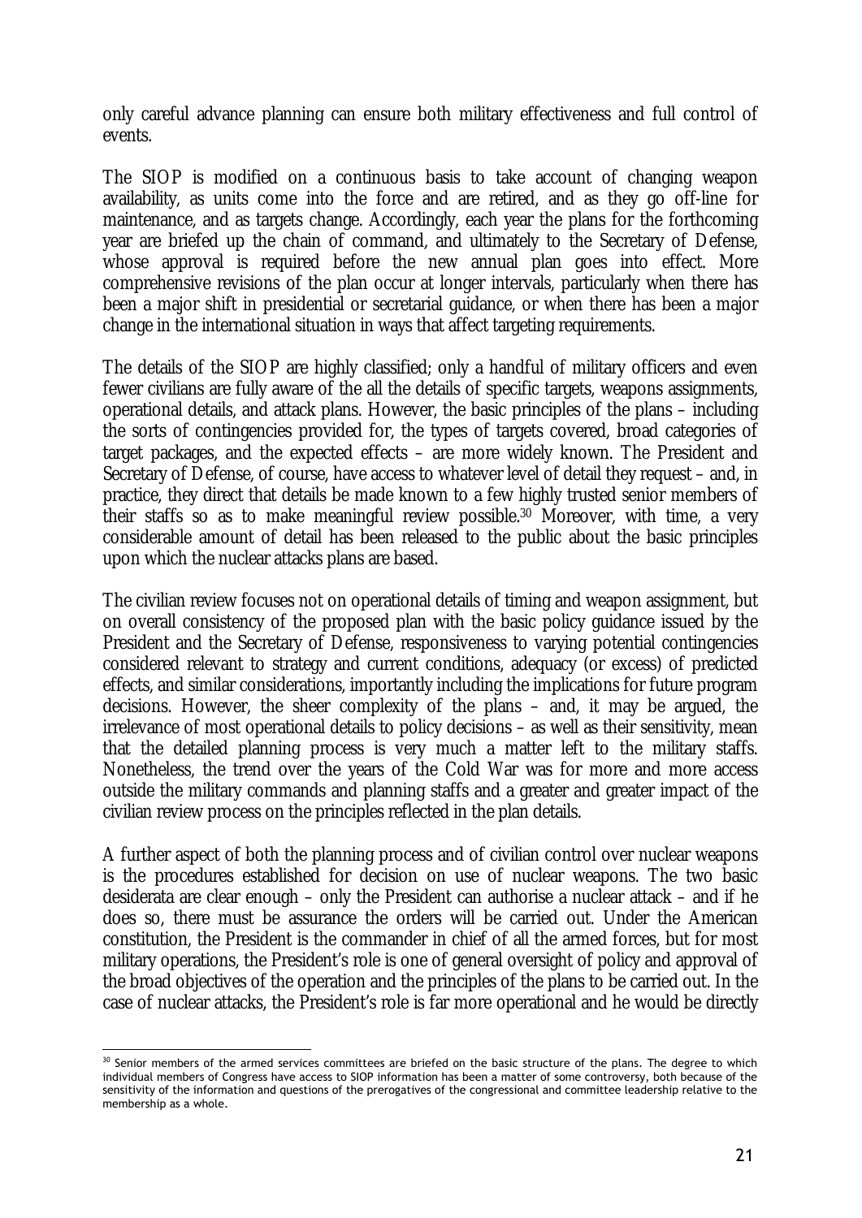only careful advance planning can ensure both military effectiveness and full control of events.

The SIOP is modified on a continuous basis to take account of changing weapon availability, as units come into the force and are retired, and as they go off-line for maintenance, and as targets change. Accordingly, each year the plans for the forthcoming year are briefed up the chain of command, and ultimately to the Secretary of Defense, whose approval is required before the new annual plan goes into effect. More comprehensive revisions of the plan occur at longer intervals, particularly when there has been a major shift in presidential or secretarial guidance, or when there has been a major change in the international situation in ways that affect targeting requirements.

The details of the SIOP are highly classified; only a handful of military officers and even fewer civilians are fully aware of the all the details of specific targets, weapons assignments, operational details, and attack plans. However, the basic principles of the plans – including the sorts of contingencies provided for, the types of targets covered, broad categories of target packages, and the expected effects – are more widely known. The President and Secretary of Defense, of course, have access to whatever level of detail they request – and, in practice, they direct that details be made known to a few highly trusted senior members of their staffs so as to make meaningful review possible.[30] Moreover, with time, a very considerable amount of detail has been released to the public about the basic principles upon which the nuclear attacks plans are based.

The civilian review focuses not on operational details of timing and weapon assignment, but on overall consistency of the proposed plan with the basic policy guidance issued by the President and the Secretary of Defense, responsiveness to varying potential contingencies considered relevant to strategy and current conditions, adequacy (or excess) of predicted effects, and similar considerations, importantly including the implications for future program decisions. However, the sheer complexity of the plans – and, it may be argued, the irrelevance of most operational details to policy decisions – as well as their sensitivity, mean that the detailed planning process is very much a matter left to the military staffs. Nonetheless, the trend over the years of the Cold War was for more and more access outside the military commands and planning staffs and a greater and greater impact of the civilian review process on the principles reflected in the plan details.

A further aspect of both the planning process and of civilian control over nuclear weapons is the procedures established for decision on use of nuclear weapons. The two basic desiderata are clear enough – only the President can authorise a nuclear attack – and if he does so, there must be assurance the orders will be carried out. Under the American constitution, the President is the commander in chief of all the armed forces, but for most military operations, the President's role is one of general oversight of policy and approval of the broad objectives of the operation and the principles of the plans to be carried out. In the case of nuclear attacks, the President's role is far more operational and he would be directly

[30] Senior members of the armed services committees are briefed on the basic structure of the plans. The degree to which individual members of Congress have access to SIOP information has been a matter of some controversy, both because of the sensitivity of the information and questions of the prerogatives of the congressional and committee leadership relative to the membership as a whole.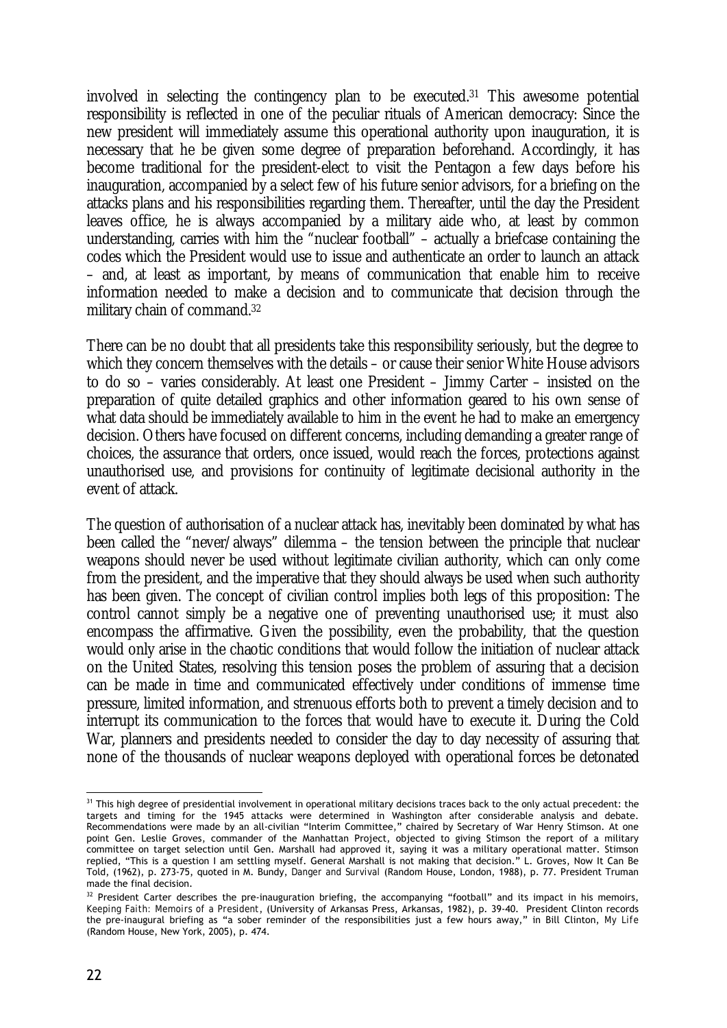involved in selecting the contingency plan to be executed.[31] This awesome potential responsibility is reflected in one of the peculiar rituals of American democracy: Since the new president will immediately assume this operational authority upon inauguration, it is necessary that he be given some degree of preparation beforehand. Accordingly, it has become traditional for the president-elect to visit the Pentagon a few days before his inauguration, accompanied by a select few of his future senior advisors, for a briefing on the attacks plans and his responsibilities regarding them. Thereafter, until the day the President leaves office, he is always accompanied by a military aide who, at least by common understanding, carries with him the "nuclear football" – actually a briefcase containing the codes which the President would use to issue and authenticate an order to launch an attack – and, at least as important, by means of communication that enable him to receive information needed to make a decision and to communicate that decision through the military chain of command.[32]

There can be no doubt that all presidents take this responsibility seriously, but the degree to which they concern themselves with the details – or cause their senior White House advisors to do so – varies considerably. At least one President – Jimmy Carter – insisted on the preparation of quite detailed graphics and other information geared to his own sense of what data should be immediately available to him in the event he had to make an emergency decision. Others have focused on different concerns, including demanding a greater range of choices, the assurance that orders, once issued, would reach the forces, protections against unauthorised use, and provisions for continuity of legitimate decisional authority in the event of attack.

The question of authorisation of a nuclear attack has, inevitably been dominated by what has been called the "never/always" dilemma – the tension between the principle that nuclear weapons should never be used without legitimate civilian authority, which can only come from the president, and the imperative that they should always be used when such authority has been given. The concept of civilian control implies both legs of this proposition: The control cannot simply be a negative one of preventing unauthorised use; it must also encompass the affirmative. Given the possibility, even the probability, that the question would only arise in the chaotic conditions that would follow the initiation of nuclear attack on the United States, resolving this tension poses the problem of assuring that a decision can be made in time and communicated effectively under conditions of immense time pressure, limited information, and strenuous efforts both to prevent a timely decision and to interrupt its communication to the forces that would have to execute it. During the Cold War, planners and presidents needed to consider the day to day necessity of assuring that none of the thousands of nuclear weapons deployed with operational forces be detonated

---

[31] This high degree of presidential involvement in operational military decisions traces back to the only actual precedent: the targets and timing for the 1945 attacks were determined in Washington after considerable analysis and debate. Recommendations were made by an all-civilian "Interim Committee," chaired by Secretary of War Henry Stimson. At one point Gen. Leslie Groves, commander of the Manhattan Project, objected to giving Stimson the report of a military committee on target selection until Gen. Marshall had approved it, saying it was a military operational matter. Stimson replied, "This is a question I am settling myself. General Marshall is not making that decision." L. Groves, Now It Can Be Told, (1962), p. 273-75, quoted in M. Bundy, *Danger and Survival* (Random House, London, 1988), p. 77. President Truman made the final decision.

[32] President Carter describes the pre-inauguration briefing, the accompanying "football" and its impact in his memoirs, *Keeping Faith: Memoirs of a President*, (University of Arkansas Press, Arkansas, 1982), p. 39-40. President Clinton records the pre-inaugural briefing as "a sober reminder of the responsibilities just a few hours away," in Bill Clinton, *My Life* (Random House, New York, 2005), p. 474.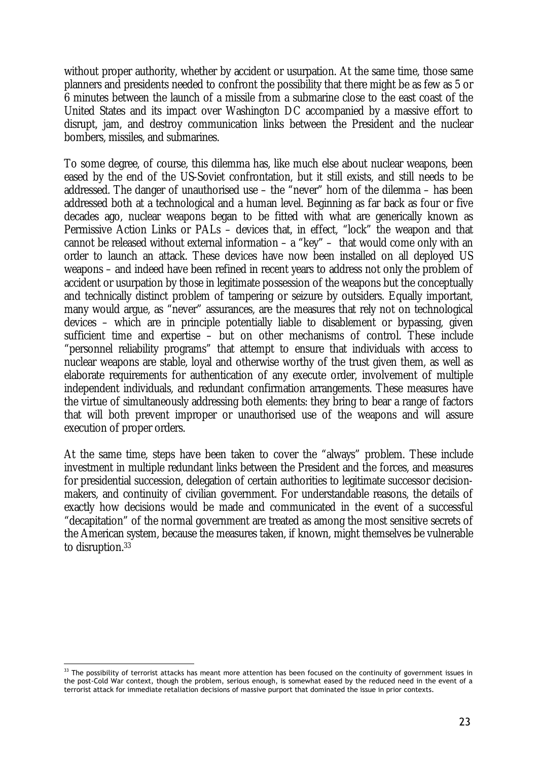without proper authority, whether by accident or usurpation. At the same time, those same planners and presidents needed to confront the possibility that there might be as few as 5 or 6 minutes between the launch of a missile from a submarine close to the east coast of the United States and its impact over Washington DC accompanied by a massive effort to disrupt, jam, and destroy communication links between the President and the nuclear bombers, missiles, and submarines.

To some degree, of course, this dilemma has, like much else about nuclear weapons, been eased by the end of the US-Soviet confrontation, but it still exists, and still needs to be addressed. The danger of unauthorised use – the "never" horn of the dilemma – has been addressed both at a technological and a human level. Beginning as far back as four or five decades ago, nuclear weapons began to be fitted with what are generically known as Permissive Action Links or PALs – devices that, in effect, "lock" the weapon and that cannot be released without external information – a "key" – that would come only with an order to launch an attack. These devices have now been installed on all deployed US weapons – and indeed have been refined in recent years to address not only the problem of accident or usurpation by those in legitimate possession of the weapons but the conceptually and technically distinct problem of tampering or seizure by outsiders. Equally important, many would argue, as "never" assurances, are the measures that rely not on technological devices – which are in principle potentially liable to disablement or bypassing, given sufficient time and expertise – but on other mechanisms of control. These include "personnel reliability programs" that attempt to ensure that individuals with access to nuclear weapons are stable, loyal and otherwise worthy of the trust given them, as well as elaborate requirements for authentication of any execute order, involvement of multiple independent individuals, and redundant confirmation arrangements. These measures have the virtue of simultaneously addressing both elements: they bring to bear a range of factors that will both prevent improper or unauthorised use of the weapons and will assure execution of proper orders.

At the same time, steps have been taken to cover the "always" problem. These include investment in multiple redundant links between the President and the forces, and measures for presidential succession, delegation of certain authorities to legitimate successor decision-makers, and continuity of civilian government. For understandable reasons, the details of exactly how decisions would be made and communicated in the event of a successful "decapitation" of the normal government are treated as among the most sensitive secrets of the American system, because the measures taken, if known, might themselves be vulnerable to disruption.[33]

---

[33] The possibility of terrorist attacks has meant more attention has been focused on the continuity of government issues in the post-Cold War context, though the problem, serious enough, is somewhat eased by the reduced need in the event of a terrorist attack for immediate retaliation decisions of massive purport that dominated the issue in prior contexts.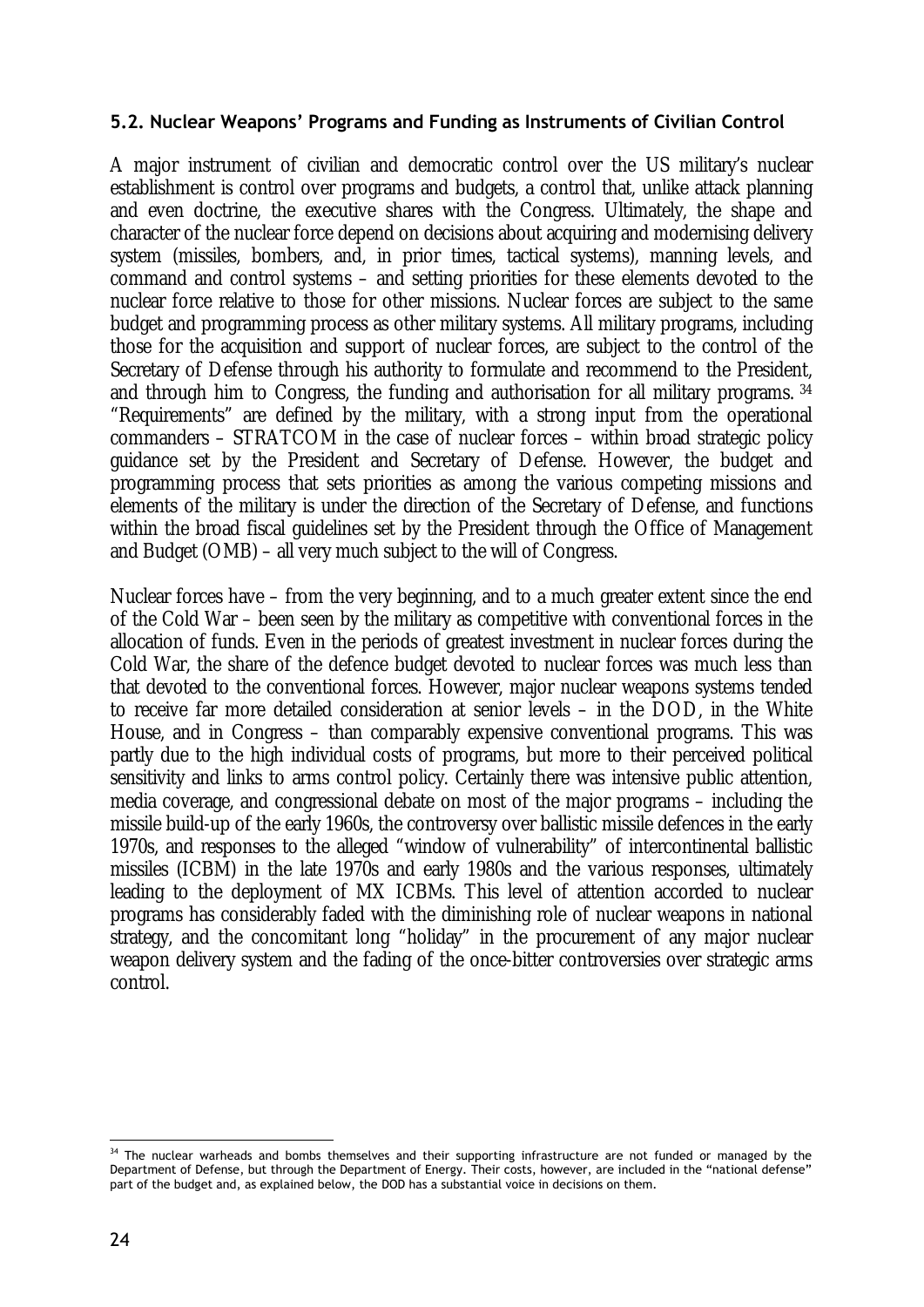### 5.2. Nuclear Weapons' Programs and Funding as Instruments of Civilian Control

A major instrument of civilian and democratic control over the US military's nuclear establishment is control over programs and budgets, a control that, unlike attack planning and even doctrine, the executive shares with the Congress. Ultimately, the shape and character of the nuclear force depend on decisions about acquiring and modernising delivery system (missiles, bombers, and, in prior times, tactical systems), manning levels, and command and control systems – and setting priorities for these elements devoted to the nuclear force relative to those for other missions. Nuclear forces are subject to the same budget and programming process as other military systems. All military programs, including those for the acquisition and support of nuclear forces, are subject to the control of the Secretary of Defense through his authority to formulate and recommend to the President, and through him to Congress, the funding and authorisation for all military programs. [34] "Requirements" are defined by the military, with a strong input from the operational commanders – STRATCOM in the case of nuclear forces – within broad strategic policy guidance set by the President and Secretary of Defense. However, the budget and programming process that sets priorities as among the various competing missions and elements of the military is under the direction of the Secretary of Defense, and functions within the broad fiscal guidelines set by the President through the Office of Management and Budget (OMB) – all very much subject to the will of Congress.

Nuclear forces have – from the very beginning, and to a much greater extent since the end of the Cold War – been seen by the military as competitive with conventional forces in the allocation of funds. Even in the periods of greatest investment in nuclear forces during the Cold War, the share of the defence budget devoted to nuclear forces was much less than that devoted to the conventional forces. However, major nuclear weapons systems tended to receive far more detailed consideration at senior levels – in the DOD, in the White House, and in Congress – than comparably expensive conventional programs. This was partly due to the high individual costs of programs, but more to their perceived political sensitivity and links to arms control policy. Certainly there was intensive public attention, media coverage, and congressional debate on most of the major programs – including the missile build-up of the early 1960s, the controversy over ballistic missile defences in the early 1970s, and responses to the alleged "window of vulnerability" of intercontinental ballistic missiles (ICBM) in the late 1970s and early 1980s and the various responses, ultimately leading to the deployment of MX ICBMs. This level of attention accorded to nuclear programs has considerably faded with the diminishing role of nuclear weapons in national strategy, and the concomitant long "holiday" in the procurement of any major nuclear weapon delivery system and the fading of the once-bitter controversies over strategic arms control.

---

[34] The nuclear warheads and bombs themselves and their supporting infrastructure are not funded or managed by the Department of Defense, but through the Department of Energy. Their costs, however, are included in the "national defense" part of the budget and, as explained below, the DOD has a substantial voice in decisions on them.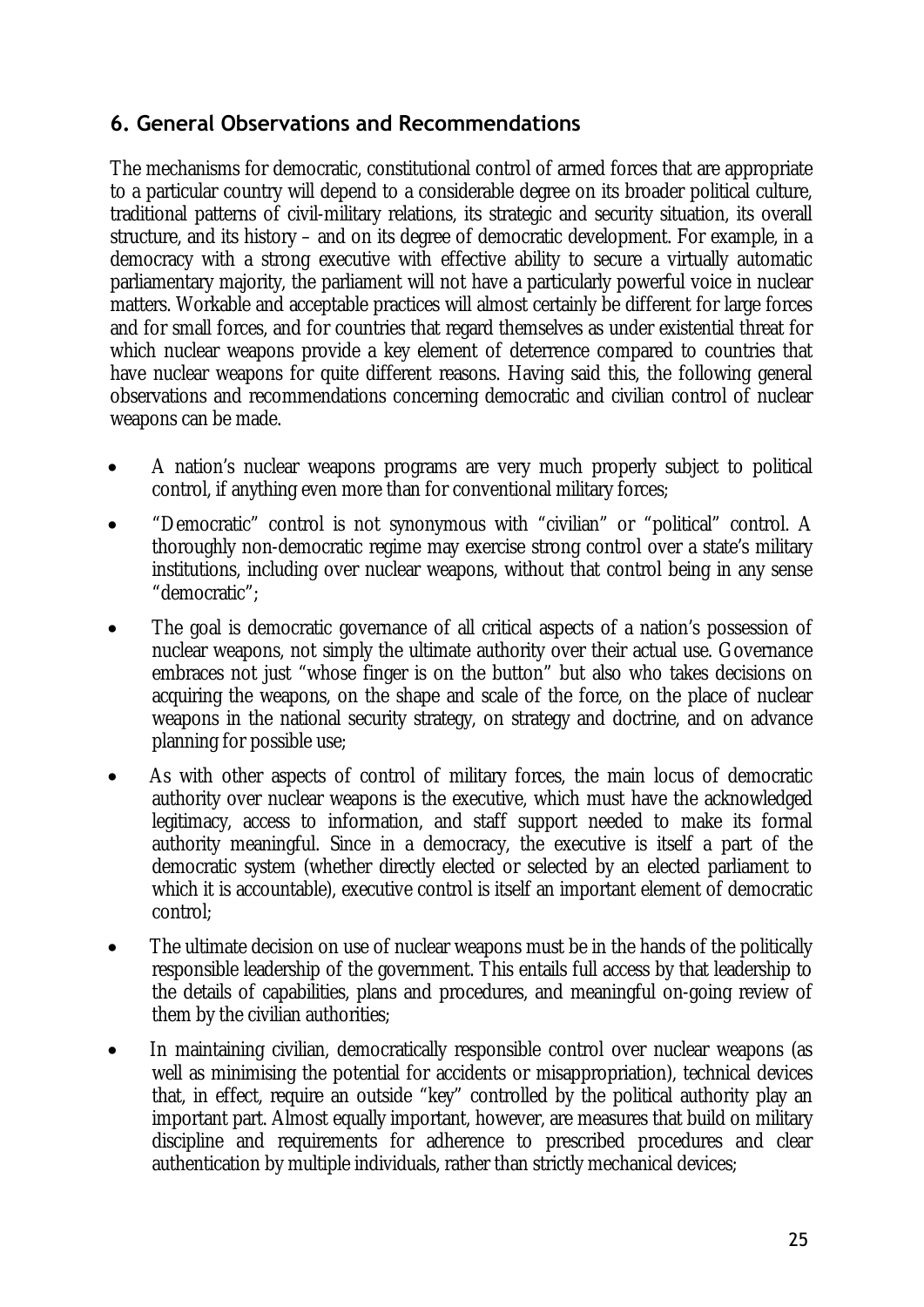## 6. General Observations and Recommendations

The mechanisms for democratic, constitutional control of armed forces that are appropriate to a particular country will depend to a considerable degree on its broader political culture, traditional patterns of civil-military relations, its strategic and security situation, its overall structure, and its history – and on its degree of democratic development. For example, in a democracy with a strong executive with effective ability to secure a virtually automatic parliamentary majority, the parliament will not have a particularly powerful voice in nuclear matters. Workable and acceptable practices will almost certainly be different for large forces and for small forces, and for countries that regard themselves as under existential threat for which nuclear weapons provide a key element of deterrence compared to countries that have nuclear weapons for quite different reasons. Having said this, the following general observations and recommendations concerning democratic and civilian control of nuclear weapons can be made.

- A nation's nuclear weapons programs are very much properly subject to political control, if anything even more than for conventional military forces;
- "Democratic" control is not synonymous with "civilian" or "political" control. A thoroughly non-democratic regime may exercise strong control over a state's military institutions, including over nuclear weapons, without that control being in any sense "democratic";
- The goal is democratic governance of all critical aspects of a nation's possession of nuclear weapons, not simply the ultimate authority over their actual use. Governance embraces not just "whose finger is on the button" but also who takes decisions on acquiring the weapons, on the shape and scale of the force, on the place of nuclear weapons in the national security strategy, on strategy and doctrine, and on advance planning for possible use;
- As with other aspects of control of military forces, the main locus of democratic authority over nuclear weapons is the executive, which must have the acknowledged legitimacy, access to information, and staff support needed to make its formal authority meaningful. Since in a democracy, the executive is itself a part of the democratic system (whether directly elected or selected by an elected parliament to which it is accountable), executive control is itself an important element of democratic control;
- The ultimate decision on use of nuclear weapons must be in the hands of the politically responsible leadership of the government. This entails full access by that leadership to the details of capabilities, plans and procedures, and meaningful on-going review of them by the civilian authorities;
- In maintaining civilian, democratically responsible control over nuclear weapons (as well as minimising the potential for accidents or misappropriation), technical devices that, in effect, require an outside "key" controlled by the political authority play an important part. Almost equally important, however, are measures that build on military discipline and requirements for adherence to prescribed procedures and clear authentication by multiple individuals, rather than strictly mechanical devices;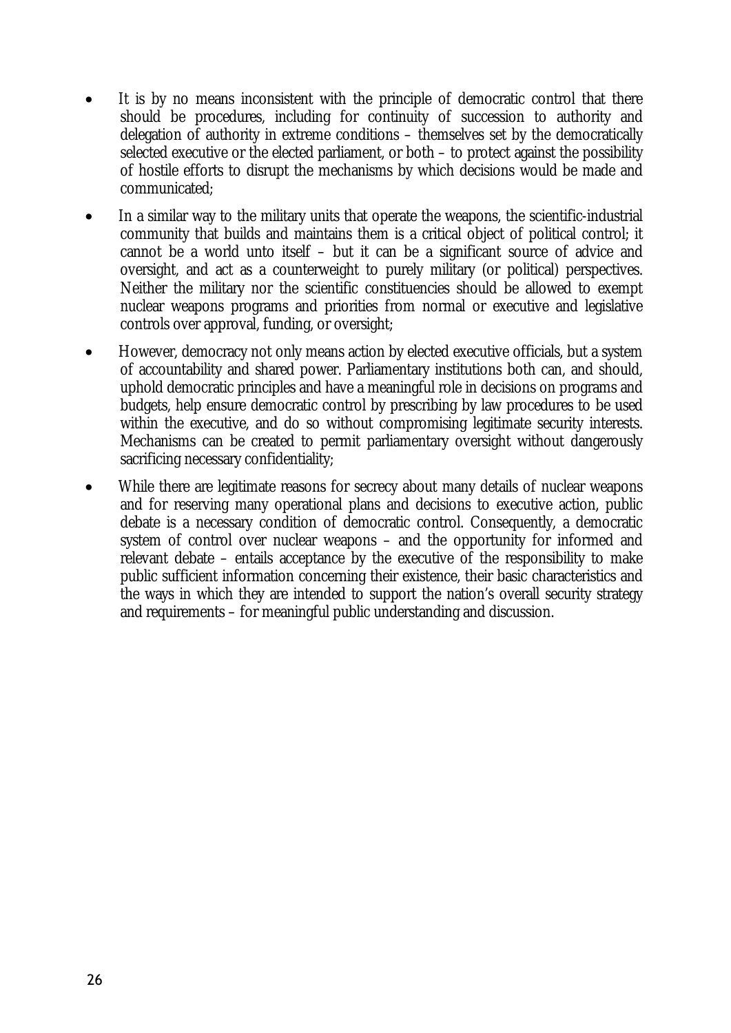- It is by no means inconsistent with the principle of democratic control that there should be procedures, including for continuity of succession to authority and delegation of authority in extreme conditions – themselves set by the democratically selected executive or the elected parliament, or both – to protect against the possibility of hostile efforts to disrupt the mechanisms by which decisions would be made and communicated;
- In a similar way to the military units that operate the weapons, the scientific-industrial community that builds and maintains them is a critical object of political control; it cannot be a world unto itself – but it can be a significant source of advice and oversight, and act as a counterweight to purely military (or political) perspectives. Neither the military nor the scientific constituencies should be allowed to exempt nuclear weapons programs and priorities from normal or executive and legislative controls over approval, funding, or oversight;
- However, democracy not only means action by elected executive officials, but a system of accountability and shared power. Parliamentary institutions both can, and should, uphold democratic principles and have a meaningful role in decisions on programs and budgets, help ensure democratic control by prescribing by law procedures to be used within the executive, and do so without compromising legitimate security interests. Mechanisms can be created to permit parliamentary oversight without dangerously sacrificing necessary confidentiality;
- While there are legitimate reasons for secrecy about many details of nuclear weapons and for reserving many operational plans and decisions to executive action, public debate is a necessary condition of democratic control. Consequently, a democratic system of control over nuclear weapons – and the opportunity for informed and relevant debate – entails acceptance by the executive of the responsibility to make public sufficient information concerning their existence, their basic characteristics and the ways in which they are intended to support the nation's overall security strategy and requirements – for meaningful public understanding and discussion.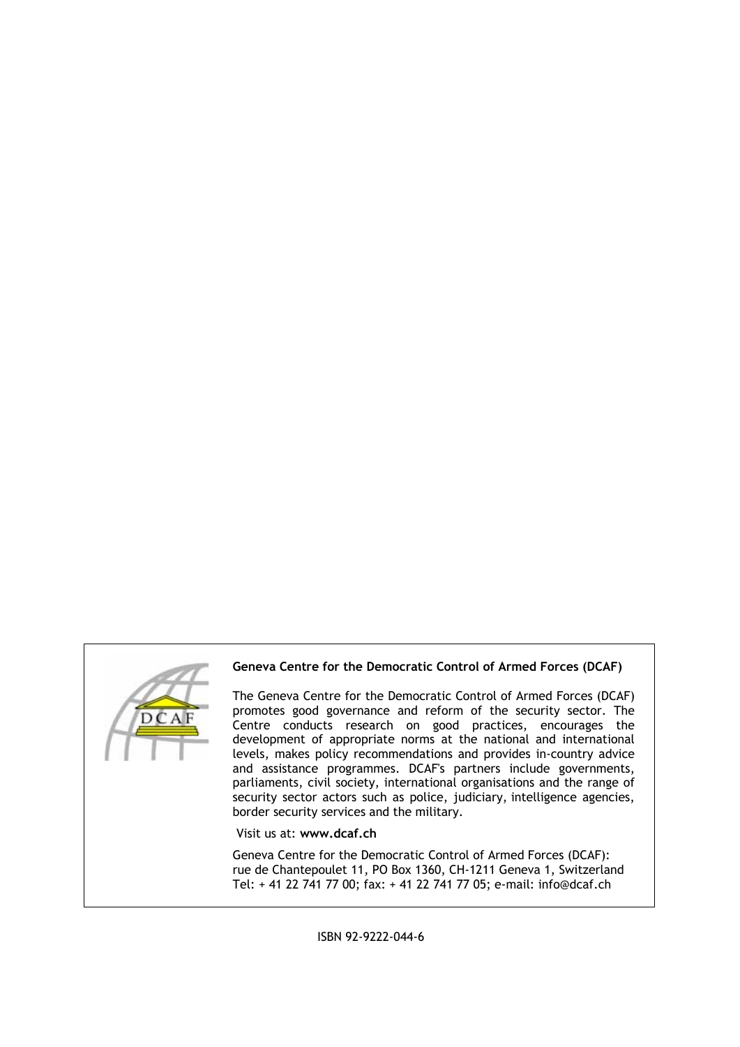**Geneva Centre for the Democratic Control of Armed Forces (DCAF)**

The Geneva Centre for the Democratic Control of Armed Forces (DCAF) promotes good governance and reform of the security sector. The Centre conducts research on good practices, encourages the development of appropriate norms at the national and international levels, makes policy recommendations and provides in-country advice and assistance programmes. DCAF's partners include governments, parliaments, civil society, international organisations and the range of security sector actors such as police, judiciary, intelligence agencies, border security services and the military.

Visit us at: **www.dcaf.ch**

Geneva Centre for the Democratic Control of Armed Forces (DCAF):
rue de Chantepoulet 11, PO Box 1360, CH-1211 Geneva 1, Switzerland
Tel: + 41 22 741 77 00; fax: + 41 22 741 77 05; e-mail: info@dcaf.ch

ISBN 92-9222-044-6